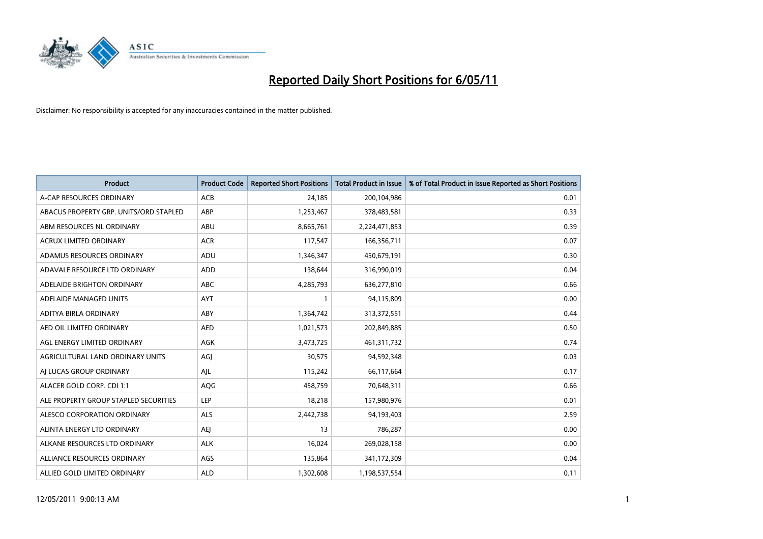# Reported Daily Short Positions for 6/05/11

Disclaimer: No responsibility is accepted for any inaccuracies contained in the matter published.

| Product | Product Code | Reported Short Positions | Total Product in Issue | % of Total Product in Issue Reported as Short Positions |
|---|---|---|---|---|
| A-CAP RESOURCES ORDINARY | ACB | 24,185 | 200,104,986 | 0.01 |
| ABACUS PROPERTY GRP. UNITS/ORD STAPLED | ABP | 1,253,467 | 378,483,581 | 0.33 |
| ABM RESOURCES NL ORDINARY | ABU | 8,665,761 | 2,224,471,853 | 0.39 |
| ACRUX LIMITED ORDINARY | ACR | 117,547 | 166,356,711 | 0.07 |
| ADAMUS RESOURCES ORDINARY | ADU | 1,346,347 | 450,679,191 | 0.30 |
| ADAVALE RESOURCE LTD ORDINARY | ADD | 138,644 | 316,990,019 | 0.04 |
| ADELAIDE BRIGHTON ORDINARY | ABC | 4,285,793 | 636,277,810 | 0.66 |
| ADELAIDE MANAGED UNITS | AYT | 1 | 94,115,809 | 0.00 |
| ADITYA BIRLA ORDINARY | ABY | 1,364,742 | 313,372,551 | 0.44 |
| AED OIL LIMITED ORDINARY | AED | 1,021,573 | 202,849,885 | 0.50 |
| AGL ENERGY LIMITED ORDINARY | AGK | 3,473,725 | 461,311,732 | 0.74 |
| AGRICULTURAL LAND ORDINARY UNITS | AGJ | 30,575 | 94,592,348 | 0.03 |
| AJ LUCAS GROUP ORDINARY | AJL | 115,242 | 66,117,664 | 0.17 |
| ALACER GOLD CORP. CDI 1:1 | AQG | 458,759 | 70,648,311 | 0.66 |
| ALE PROPERTY GROUP STAPLED SECURITIES | LEP | 18,218 | 157,980,976 | 0.01 |
| ALESCO CORPORATION ORDINARY | ALS | 2,442,738 | 94,193,403 | 2.59 |
| ALINTA ENERGY LTD ORDINARY | AEJ | 13 | 786,287 | 0.00 |
| ALKANE RESOURCES LTD ORDINARY | ALK | 16,024 | 269,028,158 | 0.00 |
| ALLIANCE RESOURCES ORDINARY | AGS | 135,864 | 341,172,309 | 0.04 |
| ALLIED GOLD LIMITED ORDINARY | ALD | 1,302,608 | 1,198,537,554 | 0.11 |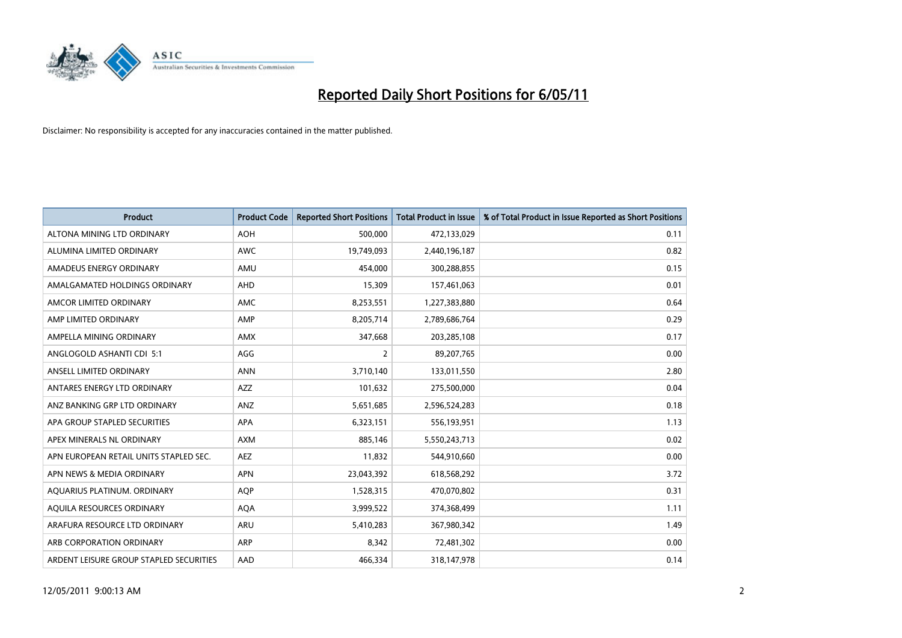# Reported Daily Short Positions for 6/05/11

Disclaimer: No responsibility is accepted for any inaccuracies contained in the matter published.

| Product | Product Code | Reported Short Positions | Total Product in Issue | % of Total Product in Issue Reported as Short Positions |
|---|---|---|---|---|
| ALTONA MINING LTD ORDINARY | AOH | 500,000 | 472,133,029 | 0.11 |
| ALUMINA LIMITED ORDINARY | AWC | 19,749,093 | 2,440,196,187 | 0.82 |
| AMADEUS ENERGY ORDINARY | AMU | 454,000 | 300,288,855 | 0.15 |
| AMALGAMATED HOLDINGS ORDINARY | AHD | 15,309 | 157,461,063 | 0.01 |
| AMCOR LIMITED ORDINARY | AMC | 8,253,551 | 1,227,383,880 | 0.64 |
| AMP LIMITED ORDINARY | AMP | 8,205,714 | 2,789,686,764 | 0.29 |
| AMPELLA MINING ORDINARY | AMX | 347,668 | 203,285,108 | 0.17 |
| ANGLOGOLD ASHANTI CDI 5:1 | AGG | 2 | 89,207,765 | 0.00 |
| ANSELL LIMITED ORDINARY | ANN | 3,710,140 | 133,011,550 | 2.80 |
| ANTARES ENERGY LTD ORDINARY | AZZ | 101,632 | 275,500,000 | 0.04 |
| ANZ BANKING GRP LTD ORDINARY | ANZ | 5,651,685 | 2,596,524,283 | 0.18 |
| APA GROUP STAPLED SECURITIES | APA | 6,323,151 | 556,193,951 | 1.13 |
| APEX MINERALS NL ORDINARY | AXM | 885,146 | 5,550,243,713 | 0.02 |
| APN EUROPEAN RETAIL UNITS STAPLED SEC. | AEZ | 11,832 | 544,910,660 | 0.00 |
| APN NEWS & MEDIA ORDINARY | APN | 23,043,392 | 618,568,292 | 3.72 |
| AQUARIUS PLATINUM. ORDINARY | AQP | 1,528,315 | 470,070,802 | 0.31 |
| AQUILA RESOURCES ORDINARY | AQA | 3,999,522 | 374,368,499 | 1.11 |
| ARAFURA RESOURCE LTD ORDINARY | ARU | 5,410,283 | 367,980,342 | 1.49 |
| ARB CORPORATION ORDINARY | ARP | 8,342 | 72,481,302 | 0.00 |
| ARDENT LEISURE GROUP STAPLED SECURITIES | AAD | 466,334 | 318,147,978 | 0.14 |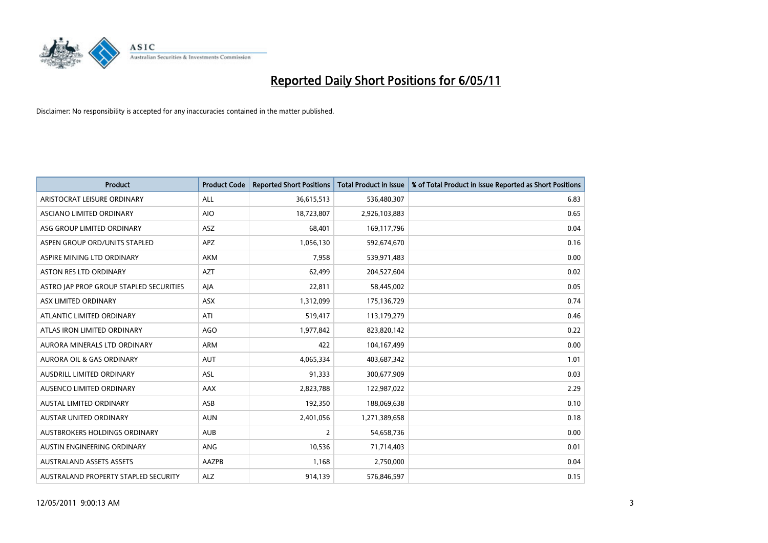# Reported Daily Short Positions for 6/05/11

Disclaimer: No responsibility is accepted for any inaccuracies contained in the matter published.

| Product | Product Code | Reported Short Positions | Total Product in Issue | % of Total Product in Issue Reported as Short Positions |
|---|---|---|---|---|
| ARISTOCRAT LEISURE ORDINARY | ALL | 36,615,513 | 536,480,307 | 6.83 |
| ASCIANO LIMITED ORDINARY | AIO | 18,723,807 | 2,926,103,883 | 0.65 |
| ASG GROUP LIMITED ORDINARY | ASZ | 68,401 | 169,117,796 | 0.04 |
| ASPEN GROUP ORD/UNITS STAPLED | APZ | 1,056,130 | 592,674,670 | 0.16 |
| ASPIRE MINING LTD ORDINARY | AKM | 7,958 | 539,971,483 | 0.00 |
| ASTON RES LTD ORDINARY | AZT | 62,499 | 204,527,604 | 0.02 |
| ASTRO JAP PROP GROUP STAPLED SECURITIES | AJA | 22,811 | 58,445,002 | 0.05 |
| ASX LIMITED ORDINARY | ASX | 1,312,099 | 175,136,729 | 0.74 |
| ATLANTIC LIMITED ORDINARY | ATI | 519,417 | 113,179,279 | 0.46 |
| ATLAS IRON LIMITED ORDINARY | AGO | 1,977,842 | 823,820,142 | 0.22 |
| AURORA MINERALS LTD ORDINARY | ARM | 422 | 104,167,499 | 0.00 |
| AURORA OIL & GAS ORDINARY | AUT | 4,065,334 | 403,687,342 | 1.01 |
| AUSDRILL LIMITED ORDINARY | ASL | 91,333 | 300,677,909 | 0.03 |
| AUSENCO LIMITED ORDINARY | AAX | 2,823,788 | 122,987,022 | 2.29 |
| AUSTAL LIMITED ORDINARY | ASB | 192,350 | 188,069,638 | 0.10 |
| AUSTAR UNITED ORDINARY | AUN | 2,401,056 | 1,271,389,658 | 0.18 |
| AUSTBROKERS HOLDINGS ORDINARY | AUB | 2 | 54,658,736 | 0.00 |
| AUSTIN ENGINEERING ORDINARY | ANG | 10,536 | 71,714,403 | 0.01 |
| AUSTRALAND ASSETS ASSETS | AAZPB | 1,168 | 2,750,000 | 0.04 |
| AUSTRALAND PROPERTY STAPLED SECURITY | ALZ | 914,139 | 576,846,597 | 0.15 |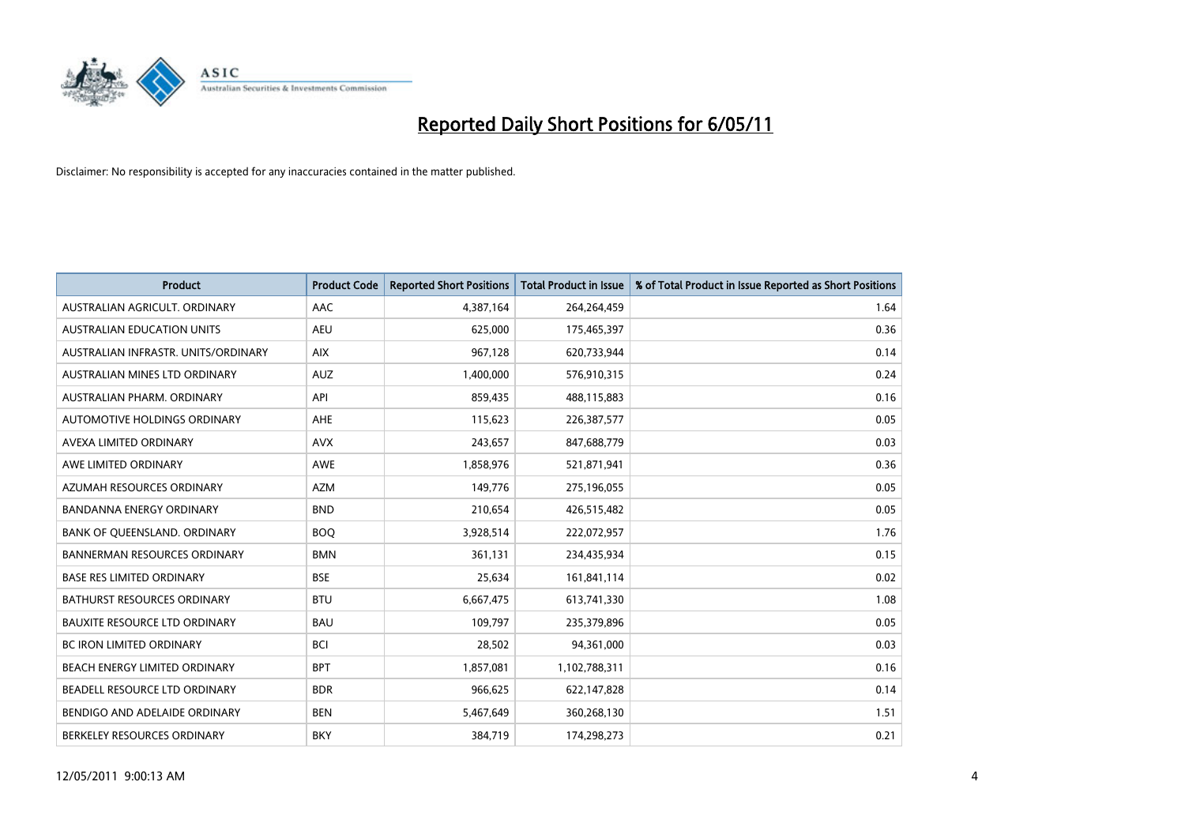# Reported Daily Short Positions for 6/05/11

Disclaimer: No responsibility is accepted for any inaccuracies contained in the matter published.

| Product | Product Code | Reported Short Positions | Total Product in Issue | % of Total Product in Issue Reported as Short Positions |
|---|---|---|---|---|
| AUSTRALIAN AGRICULT. ORDINARY | AAC | 4,387,164 | 264,264,459 | 1.64 |
| AUSTRALIAN EDUCATION UNITS | AEU | 625,000 | 175,465,397 | 0.36 |
| AUSTRALIAN INFRASTR. UNITS/ORDINARY | AIX | 967,128 | 620,733,944 | 0.14 |
| AUSTRALIAN MINES LTD ORDINARY | AUZ | 1,400,000 | 576,910,315 | 0.24 |
| AUSTRALIAN PHARM. ORDINARY | API | 859,435 | 488,115,883 | 0.16 |
| AUTOMOTIVE HOLDINGS ORDINARY | AHE | 115,623 | 226,387,577 | 0.05 |
| AVEXA LIMITED ORDINARY | AVX | 243,657 | 847,688,779 | 0.03 |
| AWE LIMITED ORDINARY | AWE | 1,858,976 | 521,871,941 | 0.36 |
| AZUMAH RESOURCES ORDINARY | AZM | 149,776 | 275,196,055 | 0.05 |
| BANDANNA ENERGY ORDINARY | BND | 210,654 | 426,515,482 | 0.05 |
| BANK OF QUEENSLAND. ORDINARY | BOQ | 3,928,514 | 222,072,957 | 1.76 |
| BANNERMAN RESOURCES ORDINARY | BMN | 361,131 | 234,435,934 | 0.15 |
| BASE RES LIMITED ORDINARY | BSE | 25,634 | 161,841,114 | 0.02 |
| BATHURST RESOURCES ORDINARY | BTU | 6,667,475 | 613,741,330 | 1.08 |
| BAUXITE RESOURCE LTD ORDINARY | BAU | 109,797 | 235,379,896 | 0.05 |
| BC IRON LIMITED ORDINARY | BCI | 28,502 | 94,361,000 | 0.03 |
| BEACH ENERGY LIMITED ORDINARY | BPT | 1,857,081 | 1,102,788,311 | 0.16 |
| BEADELL RESOURCE LTD ORDINARY | BDR | 966,625 | 622,147,828 | 0.14 |
| BENDIGO AND ADELAIDE ORDINARY | BEN | 5,467,649 | 360,268,130 | 1.51 |
| BERKELEY RESOURCES ORDINARY | BKY | 384,719 | 174,298,273 | 0.21 |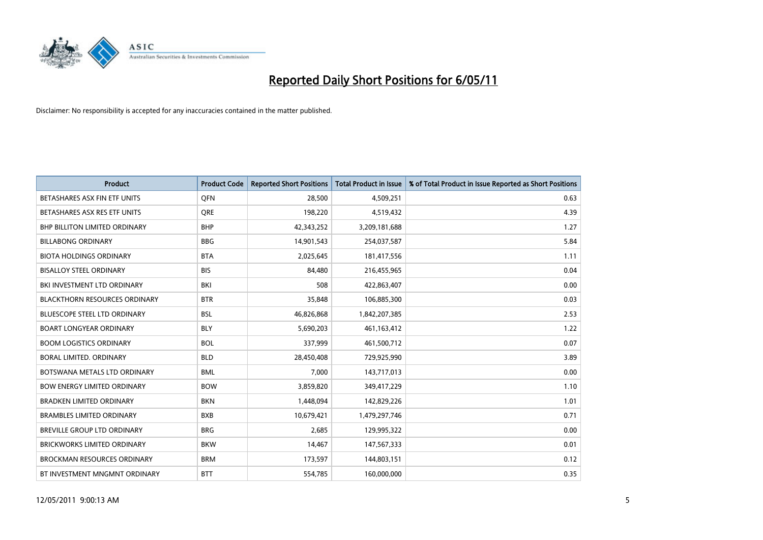# Reported Daily Short Positions for 6/05/11

Disclaimer: No responsibility is accepted for any inaccuracies contained in the matter published.

| Product | Product Code | Reported Short Positions | Total Product in Issue | % of Total Product in Issue Reported as Short Positions |
|---|---|---|---|---|
| BETASHARES ASX FIN ETF UNITS | QFN | 28,500 | 4,509,251 | 0.63 |
| BETASHARES ASX RES ETF UNITS | QRE | 198,220 | 4,519,432 | 4.39 |
| BHP BILLITON LIMITED ORDINARY | BHP | 42,343,252 | 3,209,181,688 | 1.27 |
| BILLABONG ORDINARY | BBG | 14,901,543 | 254,037,587 | 5.84 |
| BIOTA HOLDINGS ORDINARY | BTA | 2,025,645 | 181,417,556 | 1.11 |
| BISALLOY STEEL ORDINARY | BIS | 84,480 | 216,455,965 | 0.04 |
| BKI INVESTMENT LTD ORDINARY | BKI | 508 | 422,863,407 | 0.00 |
| BLACKTHORN RESOURCES ORDINARY | BTR | 35,848 | 106,885,300 | 0.03 |
| BLUESCOPE STEEL LTD ORDINARY | BSL | 46,826,868 | 1,842,207,385 | 2.53 |
| BOART LONGYEAR ORDINARY | BLY | 5,690,203 | 461,163,412 | 1.22 |
| BOOM LOGISTICS ORDINARY | BOL | 337,999 | 461,500,712 | 0.07 |
| BORAL LIMITED. ORDINARY | BLD | 28,450,408 | 729,925,990 | 3.89 |
| BOTSWANA METALS LTD ORDINARY | BML | 7,000 | 143,717,013 | 0.00 |
| BOW ENERGY LIMITED ORDINARY | BOW | 3,859,820 | 349,417,229 | 1.10 |
| BRADKEN LIMITED ORDINARY | BKN | 1,448,094 | 142,829,226 | 1.01 |
| BRAMBLES LIMITED ORDINARY | BXB | 10,679,421 | 1,479,297,746 | 0.71 |
| BREVILLE GROUP LTD ORDINARY | BRG | 2,685 | 129,995,322 | 0.00 |
| BRICKWORKS LIMITED ORDINARY | BKW | 14,467 | 147,567,333 | 0.01 |
| BROCKMAN RESOURCES ORDINARY | BRM | 173,597 | 144,803,151 | 0.12 |
| BT INVESTMENT MNGMNT ORDINARY | BTT | 554,785 | 160,000,000 | 0.35 |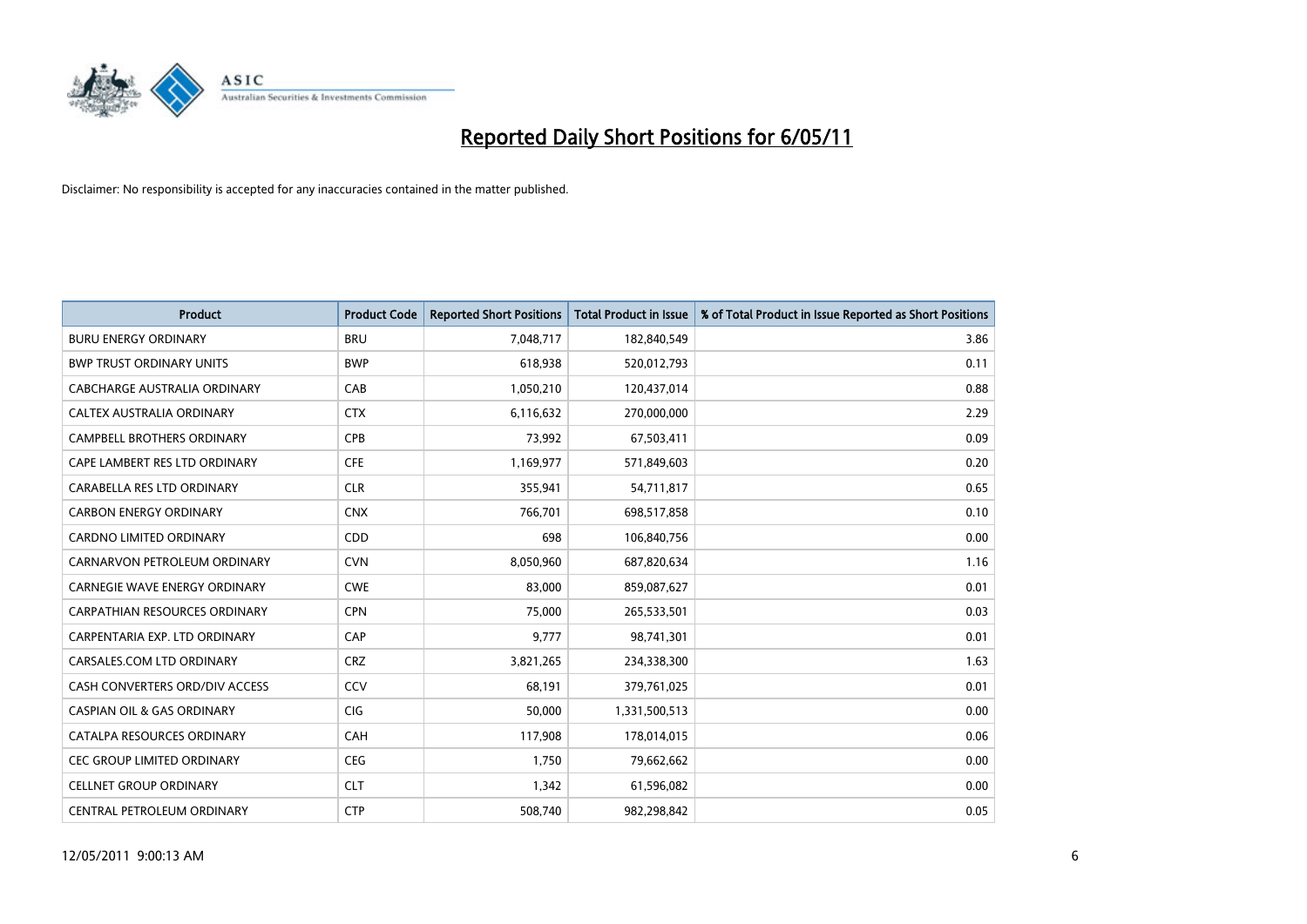# Reported Daily Short Positions for 6/05/11

Disclaimer: No responsibility is accepted for any inaccuracies contained in the matter published.

| Product | Product Code | Reported Short Positions | Total Product in Issue | % of Total Product in Issue Reported as Short Positions |
|---|---|---|---|---|
| BURU ENERGY ORDINARY | BRU | 7,048,717 | 182,840,549 | 3.86 |
| BWP TRUST ORDINARY UNITS | BWP | 618,938 | 520,012,793 | 0.11 |
| CABCHARGE AUSTRALIA ORDINARY | CAB | 1,050,210 | 120,437,014 | 0.88 |
| CALTEX AUSTRALIA ORDINARY | CTX | 6,116,632 | 270,000,000 | 2.29 |
| CAMPBELL BROTHERS ORDINARY | CPB | 73,992 | 67,503,411 | 0.09 |
| CAPE LAMBERT RES LTD ORDINARY | CFE | 1,169,977 | 571,849,603 | 0.20 |
| CARABELLA RES LTD ORDINARY | CLR | 355,941 | 54,711,817 | 0.65 |
| CARBON ENERGY ORDINARY | CNX | 766,701 | 698,517,858 | 0.10 |
| CARDNO LIMITED ORDINARY | CDD | 698 | 106,840,756 | 0.00 |
| CARNARVON PETROLEUM ORDINARY | CVN | 8,050,960 | 687,820,634 | 1.16 |
| CARNEGIE WAVE ENERGY ORDINARY | CWE | 83,000 | 859,087,627 | 0.01 |
| CARPATHIAN RESOURCES ORDINARY | CPN | 75,000 | 265,533,501 | 0.03 |
| CARPENTARIA EXP. LTD ORDINARY | CAP | 9,777 | 98,741,301 | 0.01 |
| CARSALES.COM LTD ORDINARY | CRZ | 3,821,265 | 234,338,300 | 1.63 |
| CASH CONVERTERS ORD/DIV ACCESS | CCV | 68,191 | 379,761,025 | 0.01 |
| CASPIAN OIL & GAS ORDINARY | CIG | 50,000 | 1,331,500,513 | 0.00 |
| CATALPA RESOURCES ORDINARY | CAH | 117,908 | 178,014,015 | 0.06 |
| CEC GROUP LIMITED ORDINARY | CEG | 1,750 | 79,662,662 | 0.00 |
| CELLNET GROUP ORDINARY | CLT | 1,342 | 61,596,082 | 0.00 |
| CENTRAL PETROLEUM ORDINARY | CTP | 508,740 | 982,298,842 | 0.05 |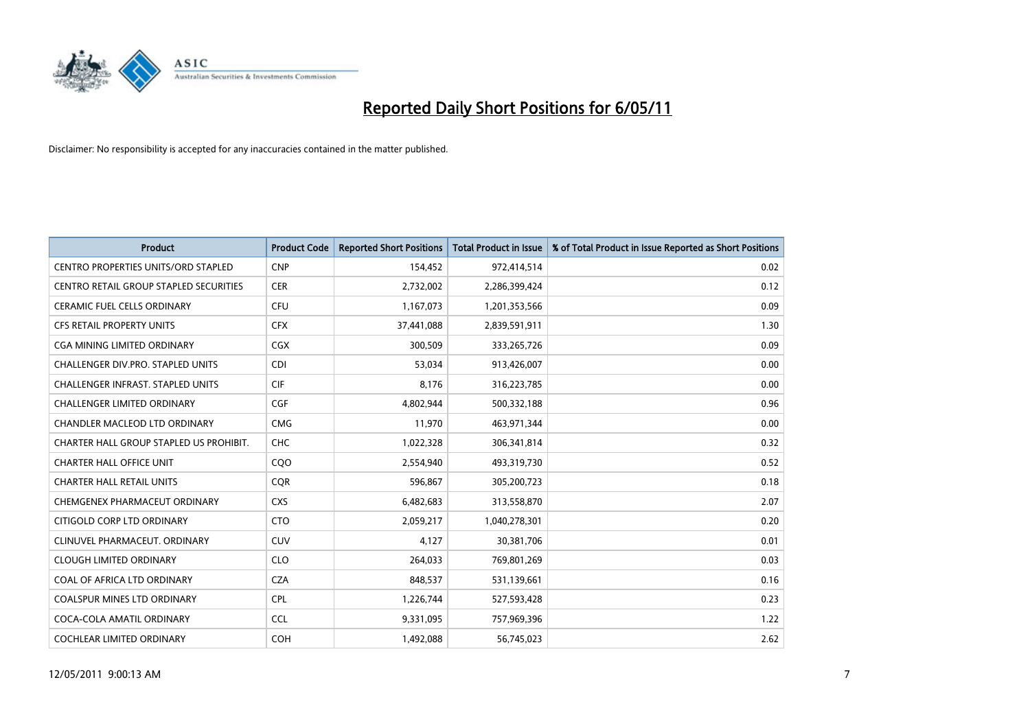# Reported Daily Short Positions for 6/05/11

Disclaimer: No responsibility is accepted for any inaccuracies contained in the matter published.

| Product | Product Code | Reported Short Positions | Total Product in Issue | % of Total Product in Issue Reported as Short Positions |
|---|---|---|---|---|
| CENTRO PROPERTIES UNITS/ORD STAPLED | CNP | 154,452 | 972,414,514 | 0.02 |
| CENTRO RETAIL GROUP STAPLED SECURITIES | CER | 2,732,002 | 2,286,399,424 | 0.12 |
| CERAMIC FUEL CELLS ORDINARY | CFU | 1,167,073 | 1,201,353,566 | 0.09 |
| CFS RETAIL PROPERTY UNITS | CFX | 37,441,088 | 2,839,591,911 | 1.30 |
| CGA MINING LIMITED ORDINARY | CGX | 300,509 | 333,265,726 | 0.09 |
| CHALLENGER DIV.PRO. STAPLED UNITS | CDI | 53,034 | 913,426,007 | 0.00 |
| CHALLENGER INFRAST. STAPLED UNITS | CIF | 8,176 | 316,223,785 | 0.00 |
| CHALLENGER LIMITED ORDINARY | CGF | 4,802,944 | 500,332,188 | 0.96 |
| CHANDLER MACLEOD LTD ORDINARY | CMG | 11,970 | 463,971,344 | 0.00 |
| CHARTER HALL GROUP STAPLED US PROHIBIT. | CHC | 1,022,328 | 306,341,814 | 0.32 |
| CHARTER HALL OFFICE UNIT | CQO | 2,554,940 | 493,319,730 | 0.52 |
| CHARTER HALL RETAIL UNITS | CQR | 596,867 | 305,200,723 | 0.18 |
| CHEMGENEX PHARMACEUT ORDINARY | CXS | 6,482,683 | 313,558,870 | 2.07 |
| CITIGOLD CORP LTD ORDINARY | CTO | 2,059,217 | 1,040,278,301 | 0.20 |
| CLINUVEL PHARMACEUT. ORDINARY | CUV | 4,127 | 30,381,706 | 0.01 |
| CLOUGH LIMITED ORDINARY | CLO | 264,033 | 769,801,269 | 0.03 |
| COAL OF AFRICA LTD ORDINARY | CZA | 848,537 | 531,139,661 | 0.16 |
| COALSPUR MINES LTD ORDINARY | CPL | 1,226,744 | 527,593,428 | 0.23 |
| COCA-COLA AMATIL ORDINARY | CCL | 9,331,095 | 757,969,396 | 1.22 |
| COCHLEAR LIMITED ORDINARY | COH | 1,492,088 | 56,745,023 | 2.62 |

12/05/2011 9:00:13 AM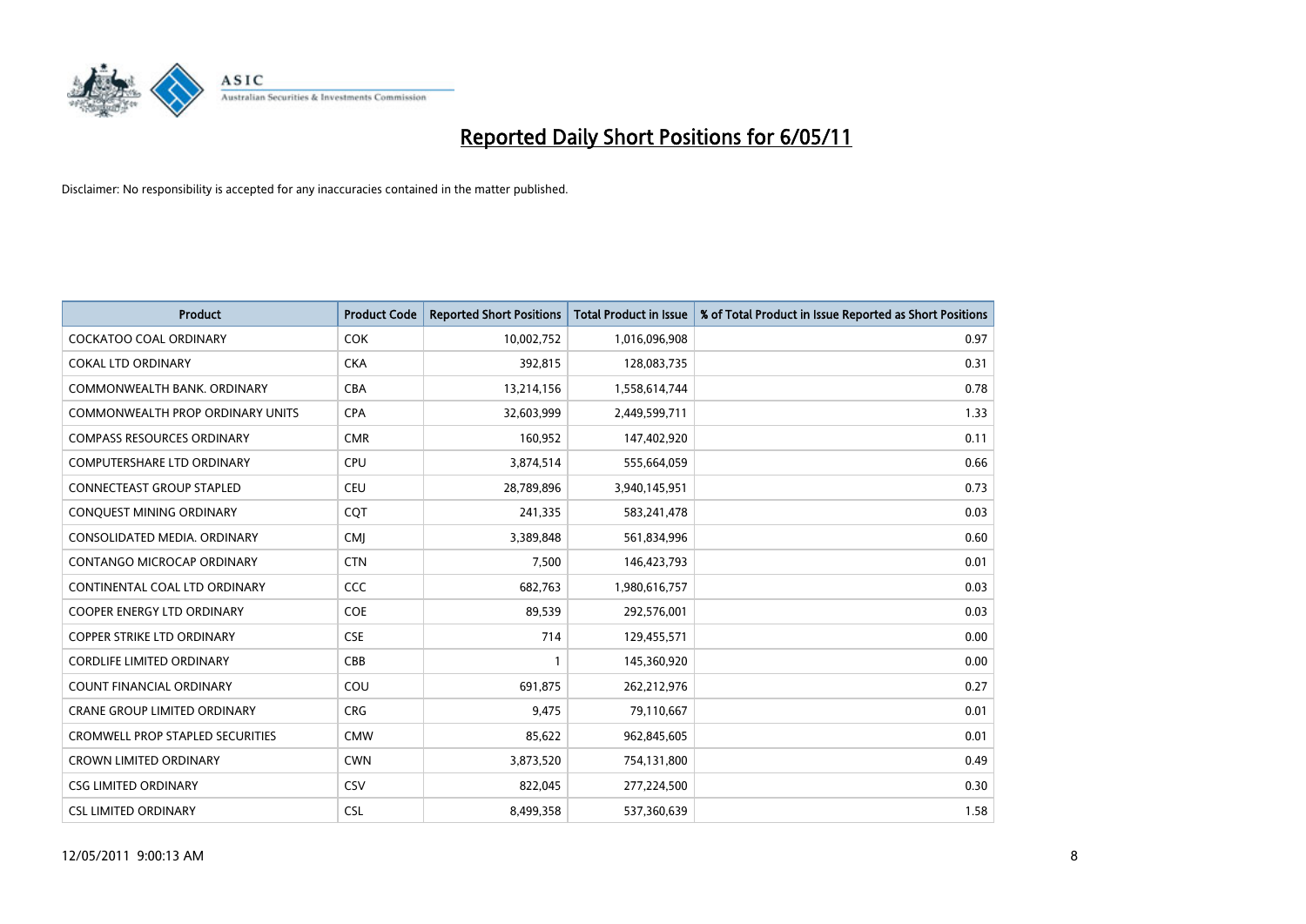# Reported Daily Short Positions for 6/05/11

Disclaimer: No responsibility is accepted for any inaccuracies contained in the matter published.

| Product | Product Code | Reported Short Positions | Total Product in Issue | % of Total Product in Issue Reported as Short Positions |
| --- | --- | --- | --- | --- |
| COCKATOO COAL ORDINARY | COK | 10,002,752 | 1,016,096,908 | 0.97 |
| COKAL LTD ORDINARY | CKA | 392,815 | 128,083,735 | 0.31 |
| COMMONWEALTH BANK. ORDINARY | CBA | 13,214,156 | 1,558,614,744 | 0.78 |
| COMMONWEALTH PROP ORDINARY UNITS | CPA | 32,603,999 | 2,449,599,711 | 1.33 |
| COMPASS RESOURCES ORDINARY | CMR | 160,952 | 147,402,920 | 0.11 |
| COMPUTERSHARE LTD ORDINARY | CPU | 3,874,514 | 555,664,059 | 0.66 |
| CONNECTEAST GROUP STAPLED | CEU | 28,789,896 | 3,940,145,951 | 0.73 |
| CONQUEST MINING ORDINARY | CQT | 241,335 | 583,241,478 | 0.03 |
| CONSOLIDATED MEDIA. ORDINARY | CMJ | 3,389,848 | 561,834,996 | 0.60 |
| CONTANGO MICROCAP ORDINARY | CTN | 7,500 | 146,423,793 | 0.01 |
| CONTINENTAL COAL LTD ORDINARY | CCC | 682,763 | 1,980,616,757 | 0.03 |
| COOPER ENERGY LTD ORDINARY | COE | 89,539 | 292,576,001 | 0.03 |
| COPPER STRIKE LTD ORDINARY | CSE | 714 | 129,455,571 | 0.00 |
| CORDLIFE LIMITED ORDINARY | CBB | 1 | 145,360,920 | 0.00 |
| COUNT FINANCIAL ORDINARY | COU | 691,875 | 262,212,976 | 0.27 |
| CRANE GROUP LIMITED ORDINARY | CRG | 9,475 | 79,110,667 | 0.01 |
| CROMWELL PROP STAPLED SECURITIES | CMW | 85,622 | 962,845,605 | 0.01 |
| CROWN LIMITED ORDINARY | CWN | 3,873,520 | 754,131,800 | 0.49 |
| CSG LIMITED ORDINARY | CSV | 822,045 | 277,224,500 | 0.30 |
| CSL LIMITED ORDINARY | CSL | 8,499,358 | 537,360,639 | 1.58 |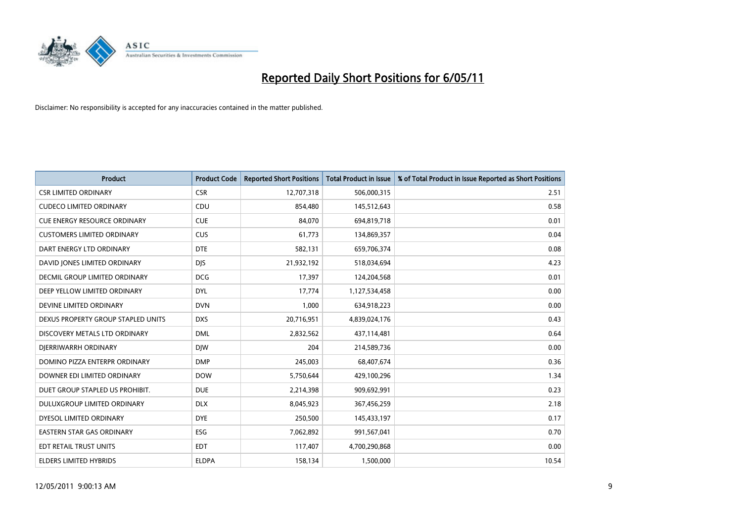# Reported Daily Short Positions for 6/05/11

Disclaimer: No responsibility is accepted for any inaccuracies contained in the matter published.

| Product | Product Code | Reported Short Positions | Total Product in Issue | % of Total Product in Issue Reported as Short Positions |
|---|---|---|---|---|
| CSR LIMITED ORDINARY | CSR | 12,707,318 | 506,000,315 | 2.51 |
| CUDECO LIMITED ORDINARY | CDU | 854,480 | 145,512,643 | 0.58 |
| CUE ENERGY RESOURCE ORDINARY | CUE | 84,070 | 694,819,718 | 0.01 |
| CUSTOMERS LIMITED ORDINARY | CUS | 61,773 | 134,869,357 | 0.04 |
| DART ENERGY LTD ORDINARY | DTE | 582,131 | 659,706,374 | 0.08 |
| DAVID JONES LIMITED ORDINARY | DJS | 21,932,192 | 518,034,694 | 4.23 |
| DECMIL GROUP LIMITED ORDINARY | DCG | 17,397 | 124,204,568 | 0.01 |
| DEEP YELLOW LIMITED ORDINARY | DYL | 17,774 | 1,127,534,458 | 0.00 |
| DEVINE LIMITED ORDINARY | DVN | 1,000 | 634,918,223 | 0.00 |
| DEXUS PROPERTY GROUP STAPLED UNITS | DXS | 20,716,951 | 4,839,024,176 | 0.43 |
| DISCOVERY METALS LTD ORDINARY | DML | 2,832,562 | 437,114,481 | 0.64 |
| DJERRIWARRH ORDINARY | DJW | 204 | 214,589,736 | 0.00 |
| DOMINO PIZZA ENTERPR ORDINARY | DMP | 245,003 | 68,407,674 | 0.36 |
| DOWNER EDI LIMITED ORDINARY | DOW | 5,750,644 | 429,100,296 | 1.34 |
| DUET GROUP STAPLED US PROHIBIT. | DUE | 2,214,398 | 909,692,991 | 0.23 |
| DULUXGROUP LIMITED ORDINARY | DLX | 8,045,923 | 367,456,259 | 2.18 |
| DYESOL LIMITED ORDINARY | DYE | 250,500 | 145,433,197 | 0.17 |
| EASTERN STAR GAS ORDINARY | ESG | 7,062,892 | 991,567,041 | 0.70 |
| EDT RETAIL TRUST UNITS | EDT | 117,407 | 4,700,290,868 | 0.00 |
| ELDERS LIMITED HYBRIDS | ELDPA | 158,134 | 1,500,000 | 10.54 |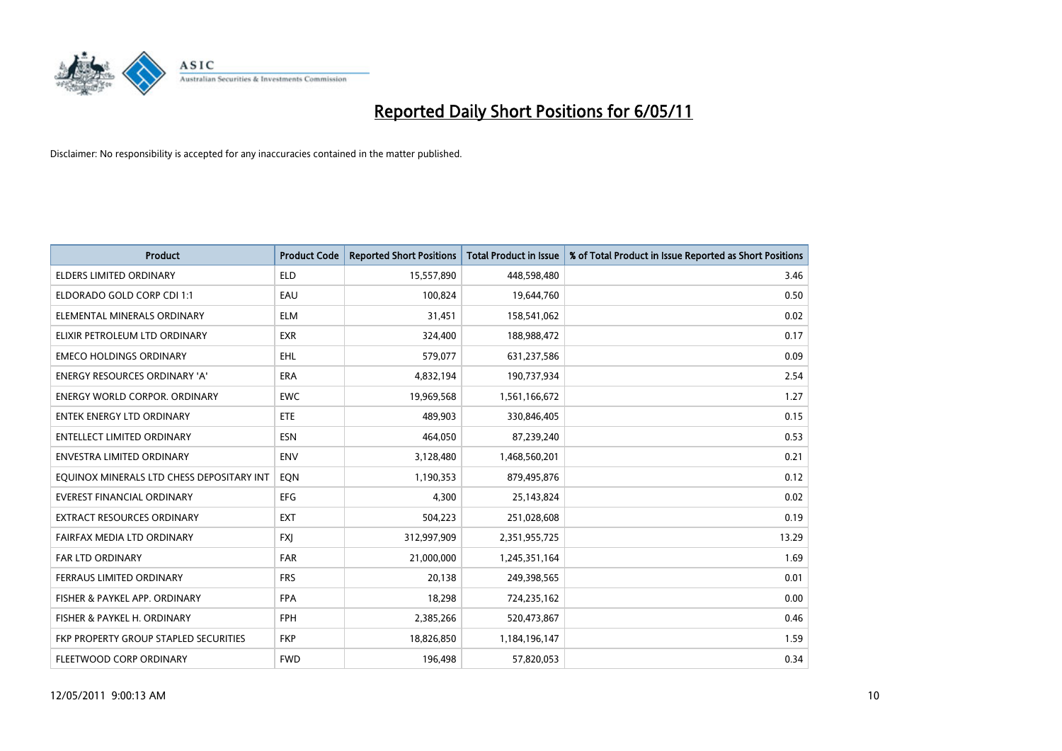# Reported Daily Short Positions for 6/05/11

Disclaimer: No responsibility is accepted for any inaccuracies contained in the matter published.

| Product | Product Code | Reported Short Positions | Total Product in Issue | % of Total Product in Issue Reported as Short Positions |
|---|---|---|---|---|
| ELDERS LIMITED ORDINARY | ELD | 15,557,890 | 448,598,480 | 3.46 |
| ELDORADO GOLD CORP CDI 1:1 | EAU | 100,824 | 19,644,760 | 0.50 |
| ELEMENTAL MINERALS ORDINARY | ELM | 31,451 | 158,541,062 | 0.02 |
| ELIXIR PETROLEUM LTD ORDINARY | EXR | 324,400 | 188,988,472 | 0.17 |
| EMECO HOLDINGS ORDINARY | EHL | 579,077 | 631,237,586 | 0.09 |
| ENERGY RESOURCES ORDINARY 'A' | ERA | 4,832,194 | 190,737,934 | 2.54 |
| ENERGY WORLD CORPOR. ORDINARY | EWC | 19,969,568 | 1,561,166,672 | 1.27 |
| ENTEK ENERGY LTD ORDINARY | ETE | 489,903 | 330,846,405 | 0.15 |
| ENTELLECT LIMITED ORDINARY | ESN | 464,050 | 87,239,240 | 0.53 |
| ENVESTRA LIMITED ORDINARY | ENV | 3,128,480 | 1,468,560,201 | 0.21 |
| EQUINOX MINERALS LTD CHESS DEPOSITARY INT | EQN | 1,190,353 | 879,495,876 | 0.12 |
| EVEREST FINANCIAL ORDINARY | EFG | 4,300 | 25,143,824 | 0.02 |
| EXTRACT RESOURCES ORDINARY | EXT | 504,223 | 251,028,608 | 0.19 |
| FAIRFAX MEDIA LTD ORDINARY | FXJ | 312,997,909 | 2,351,955,725 | 13.29 |
| FAR LTD ORDINARY | FAR | 21,000,000 | 1,245,351,164 | 1.69 |
| FERRAUS LIMITED ORDINARY | FRS | 20,138 | 249,398,565 | 0.01 |
| FISHER & PAYKEL APP. ORDINARY | FPA | 18,298 | 724,235,162 | 0.00 |
| FISHER & PAYKEL H. ORDINARY | FPH | 2,385,266 | 520,473,867 | 0.46 |
| FKP PROPERTY GROUP STAPLED SECURITIES | FKP | 18,826,850 | 1,184,196,147 | 1.59 |
| FLEETWOOD CORP ORDINARY | FWD | 196,498 | 57,820,053 | 0.34 |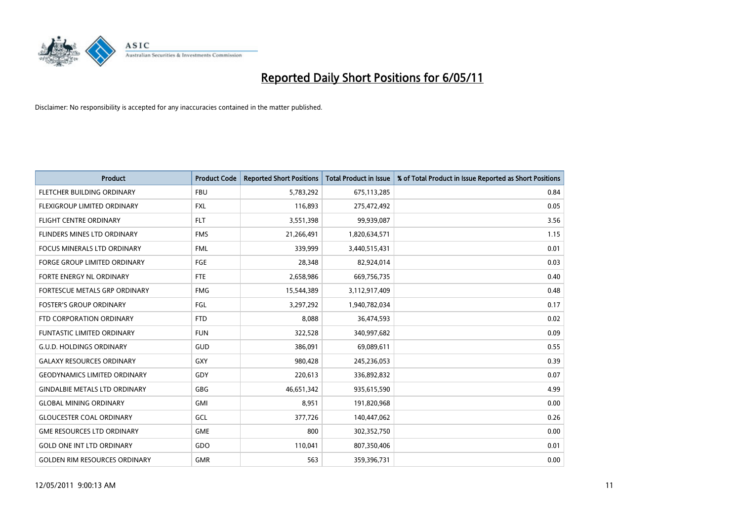# Reported Daily Short Positions for 6/05/11

Disclaimer: No responsibility is accepted for any inaccuracies contained in the matter published.

| Product | Product Code | Reported Short Positions | Total Product in Issue | % of Total Product in Issue Reported as Short Positions |
|---|---|---|---|---|
| FLETCHER BUILDING ORDINARY | FBU | 5,783,292 | 675,113,285 | 0.84 |
| FLEXIGROUP LIMITED ORDINARY | FXL | 116,893 | 275,472,492 | 0.05 |
| FLIGHT CENTRE ORDINARY | FLT | 3,551,398 | 99,939,087 | 3.56 |
| FLINDERS MINES LTD ORDINARY | FMS | 21,266,491 | 1,820,634,571 | 1.15 |
| FOCUS MINERALS LTD ORDINARY | FML | 339,999 | 3,440,515,431 | 0.01 |
| FORGE GROUP LIMITED ORDINARY | FGE | 28,348 | 82,924,014 | 0.03 |
| FORTE ENERGY NL ORDINARY | FTE | 2,658,986 | 669,756,735 | 0.40 |
| FORTESCUE METALS GRP ORDINARY | FMG | 15,544,389 | 3,112,917,409 | 0.48 |
| FOSTER'S GROUP ORDINARY | FGL | 3,297,292 | 1,940,782,034 | 0.17 |
| FTD CORPORATION ORDINARY | FTD | 8,088 | 36,474,593 | 0.02 |
| FUNTASTIC LIMITED ORDINARY | FUN | 322,528 | 340,997,682 | 0.09 |
| G.U.D. HOLDINGS ORDINARY | GUD | 386,091 | 69,089,611 | 0.55 |
| GALAXY RESOURCES ORDINARY | GXY | 980,428 | 245,236,053 | 0.39 |
| GEODYNAMICS LIMITED ORDINARY | GDY | 220,613 | 336,892,832 | 0.07 |
| GINDALBIE METALS LTD ORDINARY | GBG | 46,651,342 | 935,615,590 | 4.99 |
| GLOBAL MINING ORDINARY | GMI | 8,951 | 191,820,968 | 0.00 |
| GLOUCESTER COAL ORDINARY | GCL | 377,726 | 140,447,062 | 0.26 |
| GME RESOURCES LTD ORDINARY | GME | 800 | 302,352,750 | 0.00 |
| GOLD ONE INT LTD ORDINARY | GDO | 110,041 | 807,350,406 | 0.01 |
| GOLDEN RIM RESOURCES ORDINARY | GMR | 563 | 359,396,731 | 0.00 |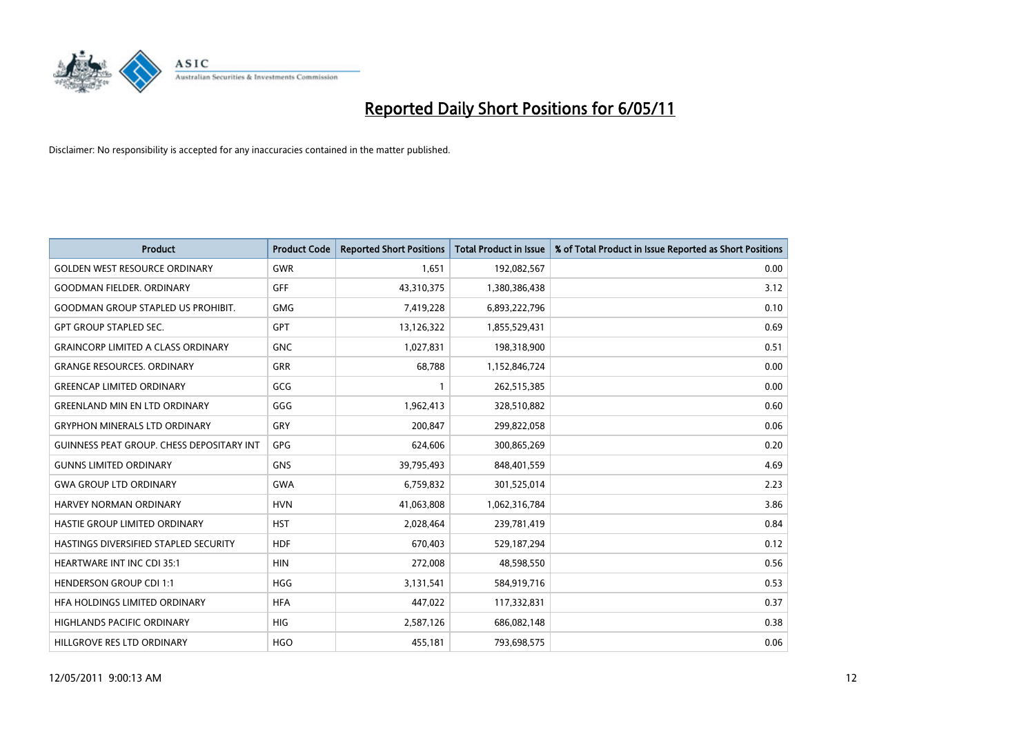# Reported Daily Short Positions for 6/05/11

Disclaimer: No responsibility is accepted for any inaccuracies contained in the matter published.

| Product | Product Code | Reported Short Positions | Total Product in Issue | % of Total Product in Issue Reported as Short Positions |
|---|---|---|---|---|
| GOLDEN WEST RESOURCE ORDINARY | GWR | 1,651 | 192,082,567 | 0.00 |
| GOODMAN FIELDER. ORDINARY | GFF | 43,310,375 | 1,380,386,438 | 3.12 |
| GOODMAN GROUP STAPLED US PROHIBIT. | GMG | 7,419,228 | 6,893,222,796 | 0.10 |
| GPT GROUP STAPLED SEC. | GPT | 13,126,322 | 1,855,529,431 | 0.69 |
| GRAINCORP LIMITED A CLASS ORDINARY | GNC | 1,027,831 | 198,318,900 | 0.51 |
| GRANGE RESOURCES. ORDINARY | GRR | 68,788 | 1,152,846,724 | 0.00 |
| GREENCAP LIMITED ORDINARY | GCG | 1 | 262,515,385 | 0.00 |
| GREENLAND MIN EN LTD ORDINARY | GGG | 1,962,413 | 328,510,882 | 0.60 |
| GRYPHON MINERALS LTD ORDINARY | GRY | 200,847 | 299,822,058 | 0.06 |
| GUINNESS PEAT GROUP. CHESS DEPOSITARY INT | GPG | 624,606 | 300,865,269 | 0.20 |
| GUNNS LIMITED ORDINARY | GNS | 39,795,493 | 848,401,559 | 4.69 |
| GWA GROUP LTD ORDINARY | GWA | 6,759,832 | 301,525,014 | 2.23 |
| HARVEY NORMAN ORDINARY | HVN | 41,063,808 | 1,062,316,784 | 3.86 |
| HASTIE GROUP LIMITED ORDINARY | HST | 2,028,464 | 239,781,419 | 0.84 |
| HASTINGS DIVERSIFIED STAPLED SECURITY | HDF | 670,403 | 529,187,294 | 0.12 |
| HEARTWARE INT INC CDI 35:1 | HIN | 272,008 | 48,598,550 | 0.56 |
| HENDERSON GROUP CDI 1:1 | HGG | 3,131,541 | 584,919,716 | 0.53 |
| HFA HOLDINGS LIMITED ORDINARY | HFA | 447,022 | 117,332,831 | 0.37 |
| HIGHLANDS PACIFIC ORDINARY | HIG | 2,587,126 | 686,082,148 | 0.38 |
| HILLGROVE RES LTD ORDINARY | HGO | 455,181 | 793,698,575 | 0.06 |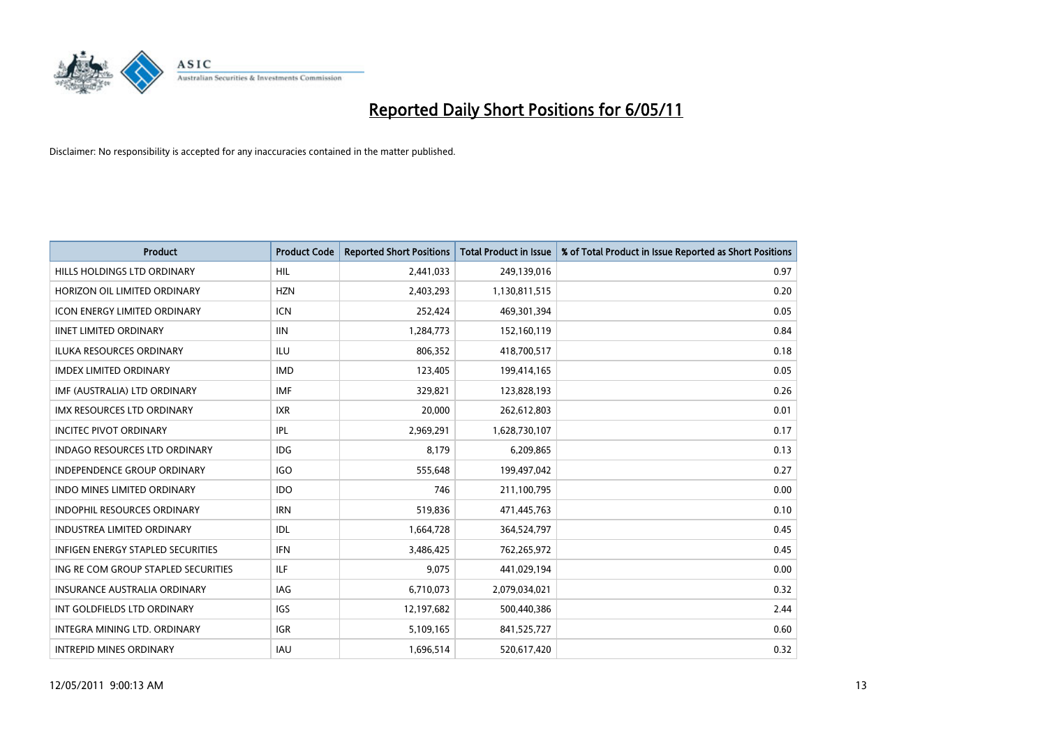# Reported Daily Short Positions for 6/05/11

Disclaimer: No responsibility is accepted for any inaccuracies contained in the matter published.

| Product | Product Code | Reported Short Positions | Total Product in Issue | % of Total Product in Issue Reported as Short Positions |
|---|---|---|---|---|
| HILLS HOLDINGS LTD ORDINARY | HIL | 2,441,033 | 249,139,016 | 0.97 |
| HORIZON OIL LIMITED ORDINARY | HZN | 2,403,293 | 1,130,811,515 | 0.20 |
| ICON ENERGY LIMITED ORDINARY | ICN | 252,424 | 469,301,394 | 0.05 |
| IINET LIMITED ORDINARY | IIN | 1,284,773 | 152,160,119 | 0.84 |
| ILUKA RESOURCES ORDINARY | ILU | 806,352 | 418,700,517 | 0.18 |
| IMDEX LIMITED ORDINARY | IMD | 123,405 | 199,414,165 | 0.05 |
| IMF (AUSTRALIA) LTD ORDINARY | IMF | 329,821 | 123,828,193 | 0.26 |
| IMX RESOURCES LTD ORDINARY | IXR | 20,000 | 262,612,803 | 0.01 |
| INCITEC PIVOT ORDINARY | IPL | 2,969,291 | 1,628,730,107 | 0.17 |
| INDAGO RESOURCES LTD ORDINARY | IDG | 8,179 | 6,209,865 | 0.13 |
| INDEPENDENCE GROUP ORDINARY | IGO | 555,648 | 199,497,042 | 0.27 |
| INDO MINES LIMITED ORDINARY | IDO | 746 | 211,100,795 | 0.00 |
| INDOPHIL RESOURCES ORDINARY | IRN | 519,836 | 471,445,763 | 0.10 |
| INDUSTREA LIMITED ORDINARY | IDL | 1,664,728 | 364,524,797 | 0.45 |
| INFIGEN ENERGY STAPLED SECURITIES | IFN | 3,486,425 | 762,265,972 | 0.45 |
| ING RE COM GROUP STAPLED SECURITIES | ILF | 9,075 | 441,029,194 | 0.00 |
| INSURANCE AUSTRALIA ORDINARY | IAG | 6,710,073 | 2,079,034,021 | 0.32 |
| INT GOLDFIELDS LTD ORDINARY | IGS | 12,197,682 | 500,440,386 | 2.44 |
| INTEGRA MINING LTD. ORDINARY | IGR | 5,109,165 | 841,525,727 | 0.60 |
| INTREPID MINES ORDINARY | IAU | 1,696,514 | 520,617,420 | 0.32 |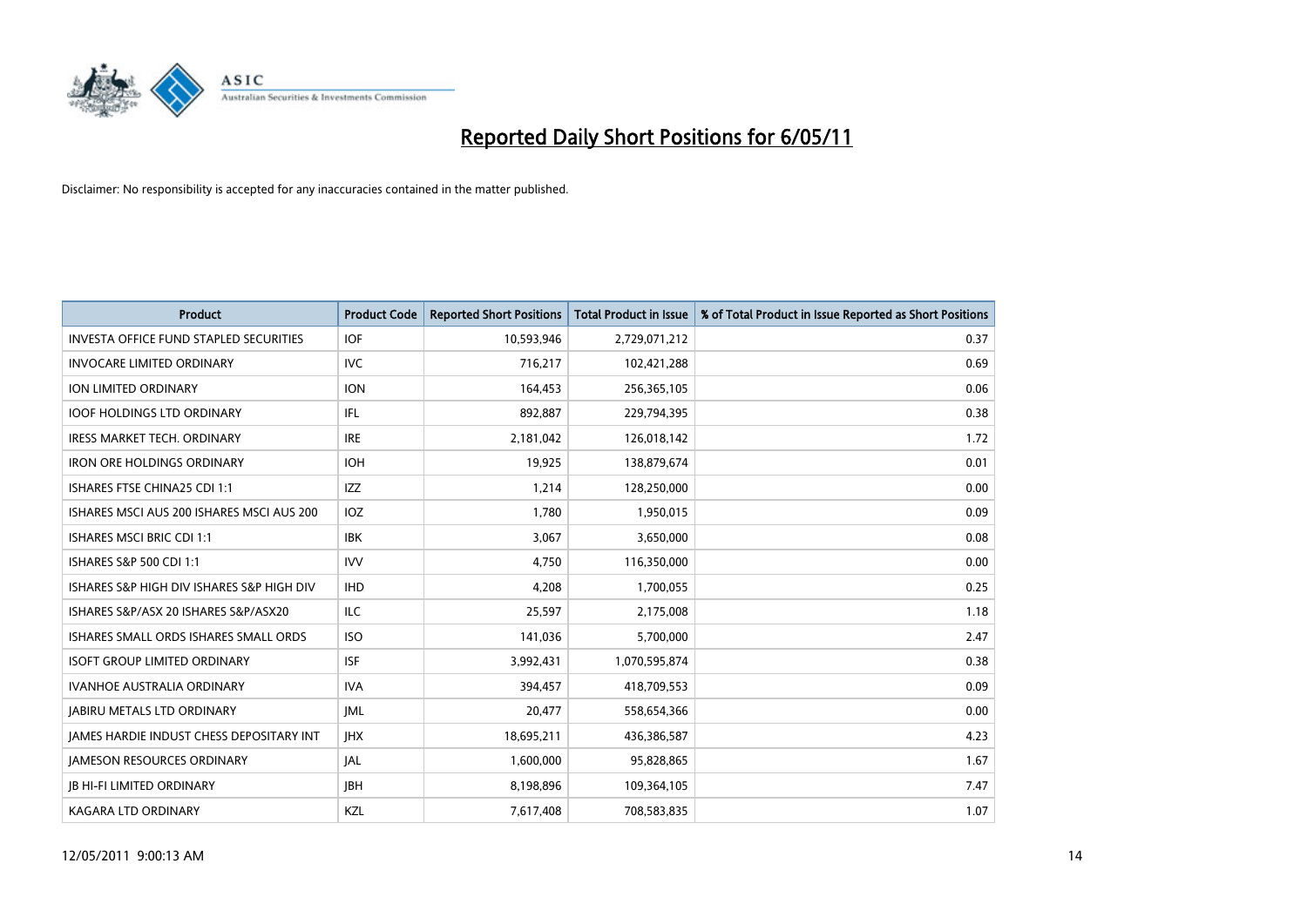# Reported Daily Short Positions for 6/05/11

Disclaimer: No responsibility is accepted for any inaccuracies contained in the matter published.

| Product | Product Code | Reported Short Positions | Total Product in Issue | % of Total Product in Issue Reported as Short Positions |
| --- | --- | --- | --- | --- |
| INVESTA OFFICE FUND STAPLED SECURITIES | IOF | 10,593,946 | 2,729,071,212 | 0.37 |
| INVOCARE LIMITED ORDINARY | IVC | 716,217 | 102,421,288 | 0.69 |
| ION LIMITED ORDINARY | ION | 164,453 | 256,365,105 | 0.06 |
| IOOF HOLDINGS LTD ORDINARY | IFL | 892,887 | 229,794,395 | 0.38 |
| IRESS MARKET TECH. ORDINARY | IRE | 2,181,042 | 126,018,142 | 1.72 |
| IRON ORE HOLDINGS ORDINARY | IOH | 19,925 | 138,879,674 | 0.01 |
| ISHARES FTSE CHINA25 CDI 1:1 | IZZ | 1,214 | 128,250,000 | 0.00 |
| ISHARES MSCI AUS 200 ISHARES MSCI AUS 200 | IOZ | 1,780 | 1,950,015 | 0.09 |
| ISHARES MSCI BRIC CDI 1:1 | IBK | 3,067 | 3,650,000 | 0.08 |
| ISHARES S&P 500 CDI 1:1 | IVV | 4,750 | 116,350,000 | 0.00 |
| ISHARES S&P HIGH DIV ISHARES S&P HIGH DIV | IHD | 4,208 | 1,700,055 | 0.25 |
| ISHARES S&P/ASX 20 ISHARES S&P/ASX20 | ILC | 25,597 | 2,175,008 | 1.18 |
| ISHARES SMALL ORDS ISHARES SMALL ORDS | ISO | 141,036 | 5,700,000 | 2.47 |
| ISOFT GROUP LIMITED ORDINARY | ISF | 3,992,431 | 1,070,595,874 | 0.38 |
| IVANHOE AUSTRALIA ORDINARY | IVA | 394,457 | 418,709,553 | 0.09 |
| JABIRU METALS LTD ORDINARY | JML | 20,477 | 558,654,366 | 0.00 |
| JAMES HARDIE INDUST CHESS DEPOSITARY INT | JHX | 18,695,211 | 436,386,587 | 4.23 |
| JAMESON RESOURCES ORDINARY | JAL | 1,600,000 | 95,828,865 | 1.67 |
| JB HI-FI LIMITED ORDINARY | JBH | 8,198,896 | 109,364,105 | 7.47 |
| KAGARA LTD ORDINARY | KZL | 7,617,408 | 708,583,835 | 1.07 |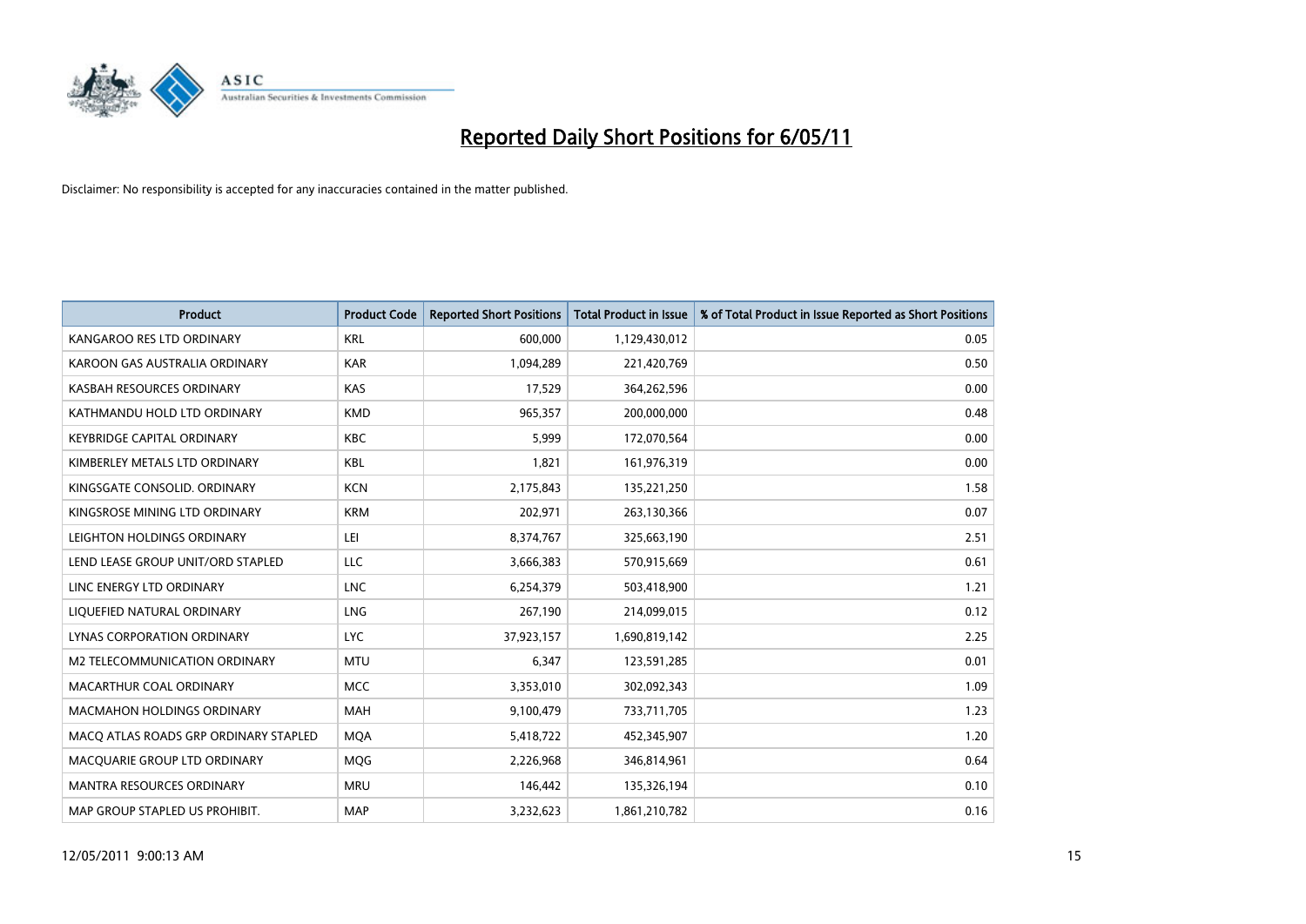# Reported Daily Short Positions for 6/05/11

Disclaimer: No responsibility is accepted for any inaccuracies contained in the matter published.

| Product | Product Code | Reported Short Positions | Total Product in Issue | % of Total Product in Issue Reported as Short Positions |
|---|---|---|---|---|
| KANGAROO RES LTD ORDINARY | KRL | 600,000 | 1,129,430,012 | 0.05 |
| KAROON GAS AUSTRALIA ORDINARY | KAR | 1,094,289 | 221,420,769 | 0.50 |
| KASBAH RESOURCES ORDINARY | KAS | 17,529 | 364,262,596 | 0.00 |
| KATHMANDU HOLD LTD ORDINARY | KMD | 965,357 | 200,000,000 | 0.48 |
| KEYBRIDGE CAPITAL ORDINARY | KBC | 5,999 | 172,070,564 | 0.00 |
| KIMBERLEY METALS LTD ORDINARY | KBL | 1,821 | 161,976,319 | 0.00 |
| KINGSGATE CONSOLID. ORDINARY | KCN | 2,175,843 | 135,221,250 | 1.58 |
| KINGSROSE MINING LTD ORDINARY | KRM | 202,971 | 263,130,366 | 0.07 |
| LEIGHTON HOLDINGS ORDINARY | LEI | 8,374,767 | 325,663,190 | 2.51 |
| LEND LEASE GROUP UNIT/ORD STAPLED | LLC | 3,666,383 | 570,915,669 | 0.61 |
| LINC ENERGY LTD ORDINARY | LNC | 6,254,379 | 503,418,900 | 1.21 |
| LIQUEFIED NATURAL ORDINARY | LNG | 267,190 | 214,099,015 | 0.12 |
| LYNAS CORPORATION ORDINARY | LYC | 37,923,157 | 1,690,819,142 | 2.25 |
| M2 TELECOMMUNICATION ORDINARY | MTU | 6,347 | 123,591,285 | 0.01 |
| MACARTHUR COAL ORDINARY | MCC | 3,353,010 | 302,092,343 | 1.09 |
| MACMAHON HOLDINGS ORDINARY | MAH | 9,100,479 | 733,711,705 | 1.23 |
| MACQ ATLAS ROADS GRP ORDINARY STAPLED | MQA | 5,418,722 | 452,345,907 | 1.20 |
| MACQUARIE GROUP LTD ORDINARY | MQG | 2,226,968 | 346,814,961 | 0.64 |
| MANTRA RESOURCES ORDINARY | MRU | 146,442 | 135,326,194 | 0.10 |
| MAP GROUP STAPLED US PROHIBIT. | MAP | 3,232,623 | 1,861,210,782 | 0.16 |

12/05/2011 9:00:13 AM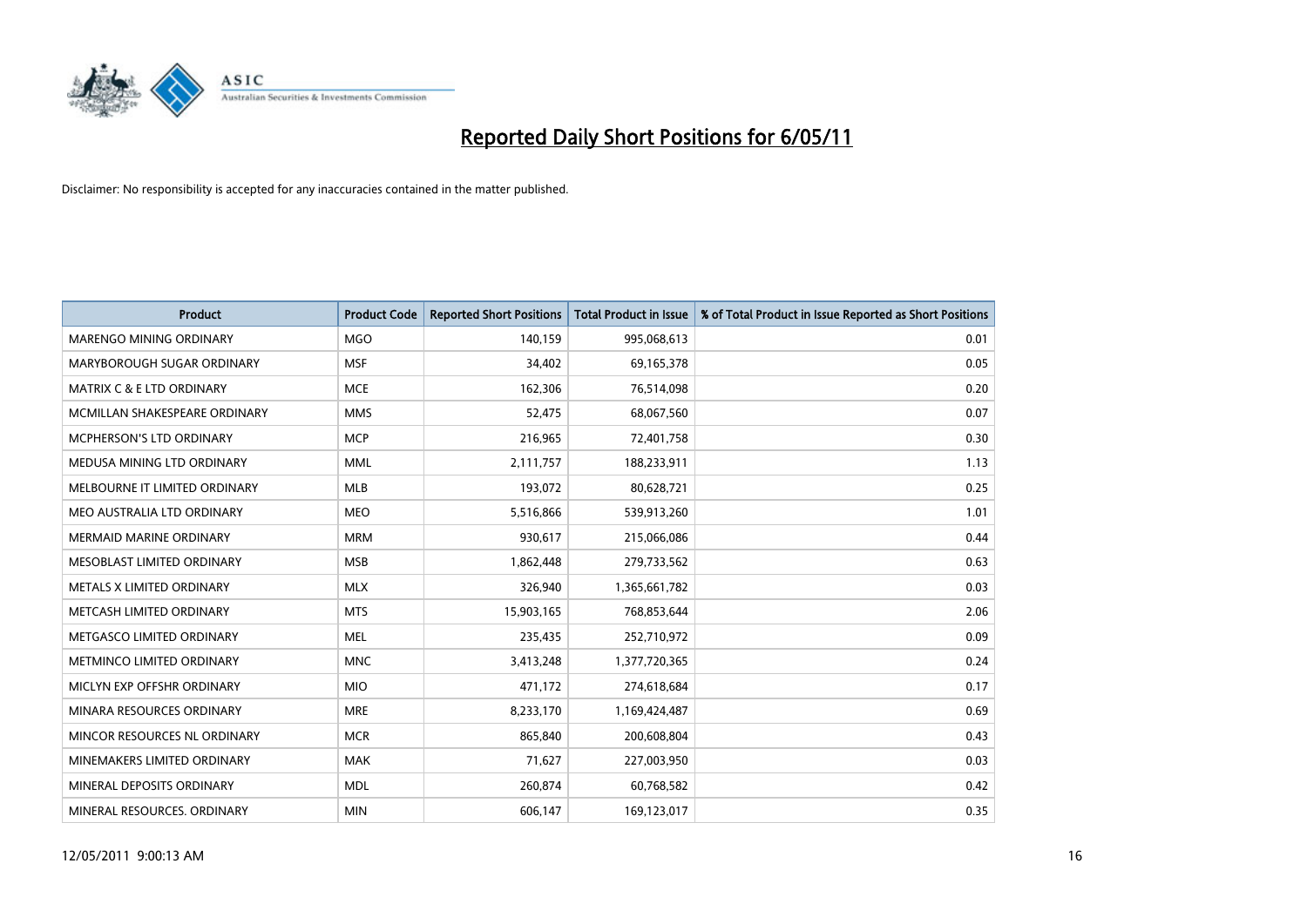# Reported Daily Short Positions for 6/05/11

Disclaimer: No responsibility is accepted for any inaccuracies contained in the matter published.

| Product | Product Code | Reported Short Positions | Total Product in Issue | % of Total Product in Issue Reported as Short Positions |
|---|---|---|---|---|
| MARENGO MINING ORDINARY | MGO | 140,159 | 995,068,613 | 0.01 |
| MARYBOROUGH SUGAR ORDINARY | MSF | 34,402 | 69,165,378 | 0.05 |
| MATRIX C & E LTD ORDINARY | MCE | 162,306 | 76,514,098 | 0.20 |
| MCMILLAN SHAKESPEARE ORDINARY | MMS | 52,475 | 68,067,560 | 0.07 |
| MCPHERSON'S LTD ORDINARY | MCP | 216,965 | 72,401,758 | 0.30 |
| MEDUSA MINING LTD ORDINARY | MML | 2,111,757 | 188,233,911 | 1.13 |
| MELBOURNE IT LIMITED ORDINARY | MLB | 193,072 | 80,628,721 | 0.25 |
| MEO AUSTRALIA LTD ORDINARY | MEO | 5,516,866 | 539,913,260 | 1.01 |
| MERMAID MARINE ORDINARY | MRM | 930,617 | 215,066,086 | 0.44 |
| MESOBLAST LIMITED ORDINARY | MSB | 1,862,448 | 279,733,562 | 0.63 |
| METALS X LIMITED ORDINARY | MLX | 326,940 | 1,365,661,782 | 0.03 |
| METCASH LIMITED ORDINARY | MTS | 15,903,165 | 768,853,644 | 2.06 |
| METGASCO LIMITED ORDINARY | MEL | 235,435 | 252,710,972 | 0.09 |
| METMINCO LIMITED ORDINARY | MNC | 3,413,248 | 1,377,720,365 | 0.24 |
| MICLYN EXP OFFSHR ORDINARY | MIO | 471,172 | 274,618,684 | 0.17 |
| MINARA RESOURCES ORDINARY | MRE | 8,233,170 | 1,169,424,487 | 0.69 |
| MINCOR RESOURCES NL ORDINARY | MCR | 865,840 | 200,608,804 | 0.43 |
| MINEMAKERS LIMITED ORDINARY | MAK | 71,627 | 227,003,950 | 0.03 |
| MINERAL DEPOSITS ORDINARY | MDL | 260,874 | 60,768,582 | 0.42 |
| MINERAL RESOURCES. ORDINARY | MIN | 606,147 | 169,123,017 | 0.35 |

12/05/2011 9:00:13 AM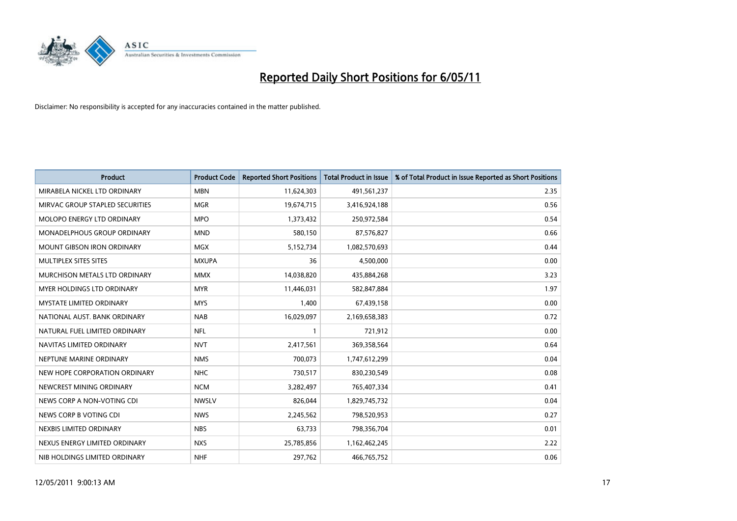# Reported Daily Short Positions for 6/05/11

Disclaimer: No responsibility is accepted for any inaccuracies contained in the matter published.

| Product | Product Code | Reported Short Positions | Total Product in Issue | % of Total Product in Issue Reported as Short Positions |
|---|---|---|---|---|
| MIRABELA NICKEL LTD ORDINARY | MBN | 11,624,303 | 491,561,237 | 2.35 |
| MIRVAC GROUP STAPLED SECURITIES | MGR | 19,674,715 | 3,416,924,188 | 0.56 |
| MOLOPO ENERGY LTD ORDINARY | MPO | 1,373,432 | 250,972,584 | 0.54 |
| MONADELPHOUS GROUP ORDINARY | MND | 580,150 | 87,576,827 | 0.66 |
| MOUNT GIBSON IRON ORDINARY | MGX | 5,152,734 | 1,082,570,693 | 0.44 |
| MULTIPLEX SITES SITES | MXUPA | 36 | 4,500,000 | 0.00 |
| MURCHISON METALS LTD ORDINARY | MMX | 14,038,820 | 435,884,268 | 3.23 |
| MYER HOLDINGS LTD ORDINARY | MYR | 11,446,031 | 582,847,884 | 1.97 |
| MYSTATE LIMITED ORDINARY | MYS | 1,400 | 67,439,158 | 0.00 |
| NATIONAL AUST. BANK ORDINARY | NAB | 16,029,097 | 2,169,658,383 | 0.72 |
| NATURAL FUEL LIMITED ORDINARY | NFL | 1 | 721,912 | 0.00 |
| NAVITAS LIMITED ORDINARY | NVT | 2,417,561 | 369,358,564 | 0.64 |
| NEPTUNE MARINE ORDINARY | NMS | 700,073 | 1,747,612,299 | 0.04 |
| NEW HOPE CORPORATION ORDINARY | NHC | 730,517 | 830,230,549 | 0.08 |
| NEWCREST MINING ORDINARY | NCM | 3,282,497 | 765,407,334 | 0.41 |
| NEWS CORP A NON-VOTING CDI | NWSLV | 826,044 | 1,829,745,732 | 0.04 |
| NEWS CORP B VOTING CDI | NWS | 2,245,562 | 798,520,953 | 0.27 |
| NEXBIS LIMITED ORDINARY | NBS | 63,733 | 798,356,704 | 0.01 |
| NEXUS ENERGY LIMITED ORDINARY | NXS | 25,785,856 | 1,162,462,245 | 2.22 |
| NIB HOLDINGS LIMITED ORDINARY | NHF | 297,762 | 466,765,752 | 0.06 |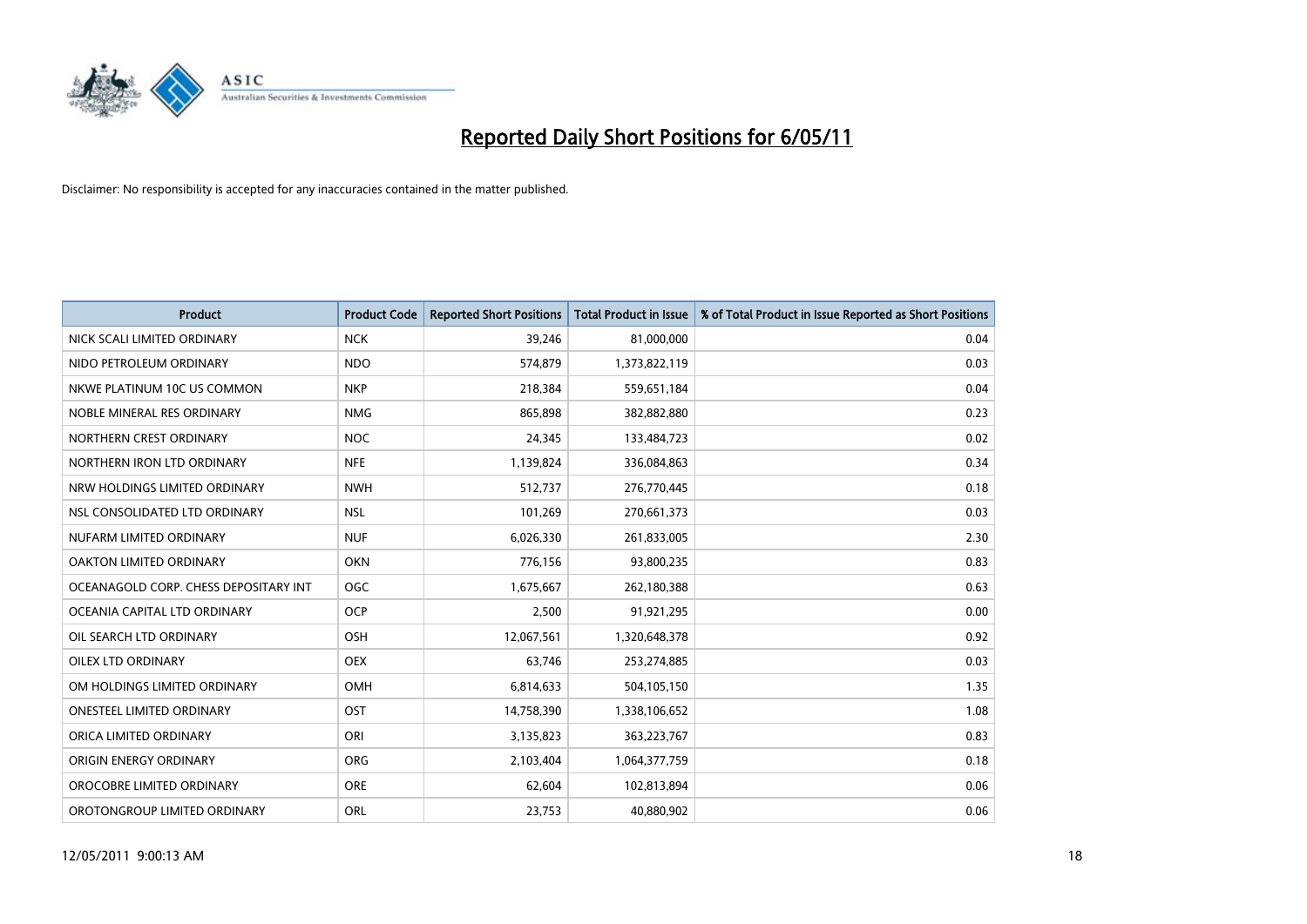# Reported Daily Short Positions for 6/05/11

Disclaimer: No responsibility is accepted for any inaccuracies contained in the matter published.

| Product | Product Code | Reported Short Positions | Total Product in Issue | % of Total Product in Issue Reported as Short Positions |
|---|---|---|---|---|
| NICK SCALI LIMITED ORDINARY | NCK | 39,246 | 81,000,000 | 0.04 |
| NIDO PETROLEUM ORDINARY | NDO | 574,879 | 1,373,822,119 | 0.03 |
| NKWE PLATINUM 10C US COMMON | NKP | 218,384 | 559,651,184 | 0.04 |
| NOBLE MINERAL RES ORDINARY | NMG | 865,898 | 382,882,880 | 0.23 |
| NORTHERN CREST ORDINARY | NOC | 24,345 | 133,484,723 | 0.02 |
| NORTHERN IRON LTD ORDINARY | NFE | 1,139,824 | 336,084,863 | 0.34 |
| NRW HOLDINGS LIMITED ORDINARY | NWH | 512,737 | 276,770,445 | 0.18 |
| NSL CONSOLIDATED LTD ORDINARY | NSL | 101,269 | 270,661,373 | 0.03 |
| NUFARM LIMITED ORDINARY | NUF | 6,026,330 | 261,833,005 | 2.30 |
| OAKTON LIMITED ORDINARY | OKN | 776,156 | 93,800,235 | 0.83 |
| OCEANAGOLD CORP. CHESS DEPOSITARY INT | OGC | 1,675,667 | 262,180,388 | 0.63 |
| OCEANIA CAPITAL LTD ORDINARY | OCP | 2,500 | 91,921,295 | 0.00 |
| OIL SEARCH LTD ORDINARY | OSH | 12,067,561 | 1,320,648,378 | 0.92 |
| OILEX LTD ORDINARY | OEX | 63,746 | 253,274,885 | 0.03 |
| OM HOLDINGS LIMITED ORDINARY | OMH | 6,814,633 | 504,105,150 | 1.35 |
| ONESTEEL LIMITED ORDINARY | OST | 14,758,390 | 1,338,106,652 | 1.08 |
| ORICA LIMITED ORDINARY | ORI | 3,135,823 | 363,223,767 | 0.83 |
| ORIGIN ENERGY ORDINARY | ORG | 2,103,404 | 1,064,377,759 | 0.18 |
| OROCOBRE LIMITED ORDINARY | ORE | 62,604 | 102,813,894 | 0.06 |
| OROTONGROUP LIMITED ORDINARY | ORL | 23,753 | 40,880,902 | 0.06 |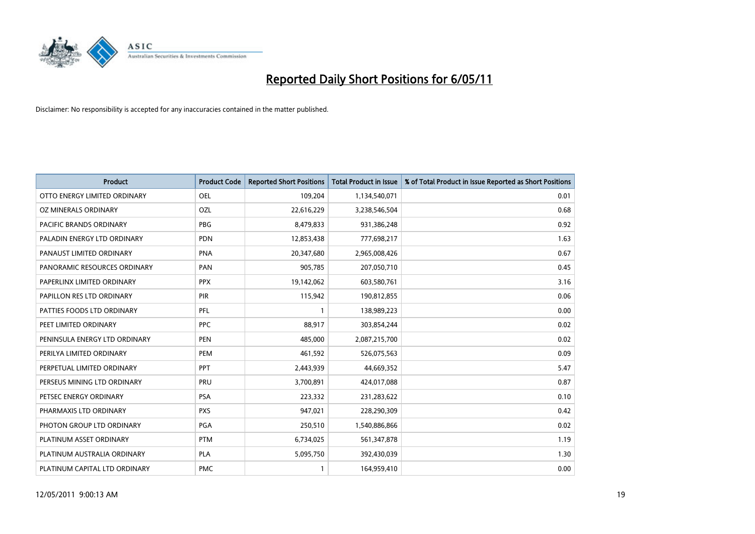# Reported Daily Short Positions for 6/05/11

Disclaimer: No responsibility is accepted for any inaccuracies contained in the matter published.

| Product | Product Code | Reported Short Positions | Total Product in Issue | % of Total Product in Issue Reported as Short Positions |
|---|---|---|---|---|
| OTTO ENERGY LIMITED ORDINARY | OEL | 109,204 | 1,134,540,071 | 0.01 |
| OZ MINERALS ORDINARY | OZL | 22,616,229 | 3,238,546,504 | 0.68 |
| PACIFIC BRANDS ORDINARY | PBG | 8,479,833 | 931,386,248 | 0.92 |
| PALADIN ENERGY LTD ORDINARY | PDN | 12,853,438 | 777,698,217 | 1.63 |
| PANAUST LIMITED ORDINARY | PNA | 20,347,680 | 2,965,008,426 | 0.67 |
| PANORAMIC RESOURCES ORDINARY | PAN | 905,785 | 207,050,710 | 0.45 |
| PAPERLINX LIMITED ORDINARY | PPX | 19,142,062 | 603,580,761 | 3.16 |
| PAPILLON RES LTD ORDINARY | PIR | 115,942 | 190,812,855 | 0.06 |
| PATTIES FOODS LTD ORDINARY | PFL | 1 | 138,989,223 | 0.00 |
| PEET LIMITED ORDINARY | PPC | 88,917 | 303,854,244 | 0.02 |
| PENINSULA ENERGY LTD ORDINARY | PEN | 485,000 | 2,087,215,700 | 0.02 |
| PERILYA LIMITED ORDINARY | PEM | 461,592 | 526,075,563 | 0.09 |
| PERPETUAL LIMITED ORDINARY | PPT | 2,443,939 | 44,669,352 | 5.47 |
| PERSEUS MINING LTD ORDINARY | PRU | 3,700,891 | 424,017,088 | 0.87 |
| PETSEC ENERGY ORDINARY | PSA | 223,332 | 231,283,622 | 0.10 |
| PHARMAXIS LTD ORDINARY | PXS | 947,021 | 228,290,309 | 0.42 |
| PHOTON GROUP LTD ORDINARY | PGA | 250,510 | 1,540,886,866 | 0.02 |
| PLATINUM ASSET ORDINARY | PTM | 6,734,025 | 561,347,878 | 1.19 |
| PLATINUM AUSTRALIA ORDINARY | PLA | 5,095,750 | 392,430,039 | 1.30 |
| PLATINUM CAPITAL LTD ORDINARY | PMC | 1 | 164,959,410 | 0.00 |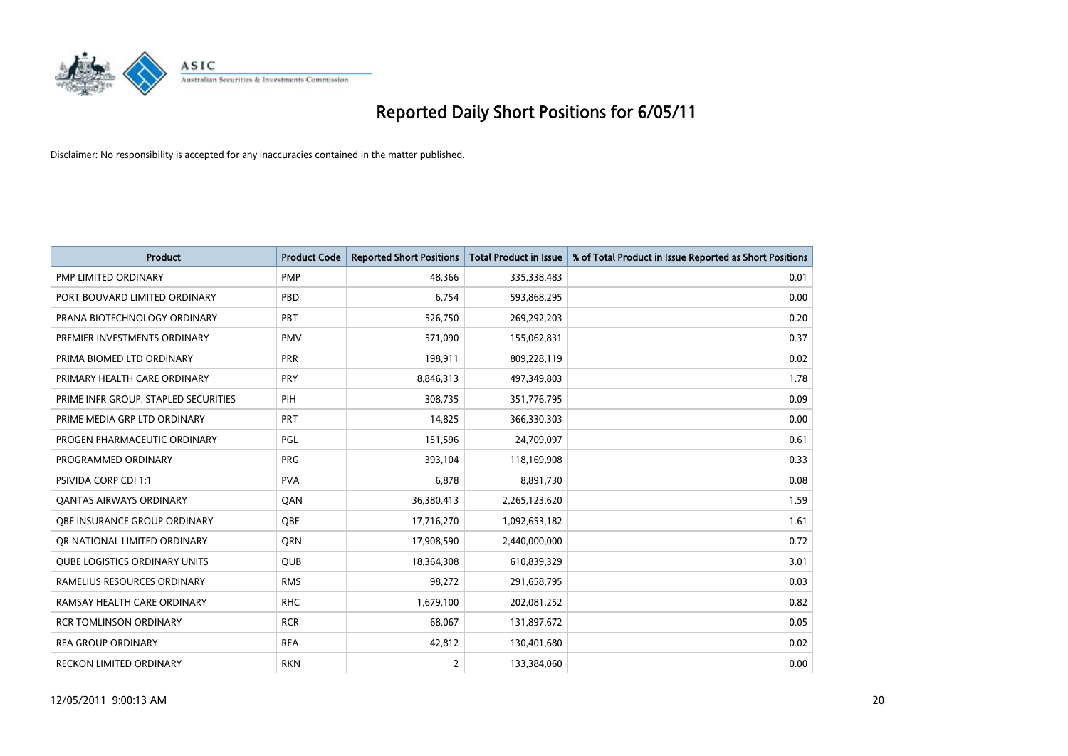# Reported Daily Short Positions for 6/05/11

Disclaimer: No responsibility is accepted for any inaccuracies contained in the matter published.

| Product | Product Code | Reported Short Positions | Total Product in Issue | % of Total Product in Issue Reported as Short Positions |
|---|---|---|---|---|
| PMP LIMITED ORDINARY | PMP | 48,366 | 335,338,483 | 0.01 |
| PORT BOUVARD LIMITED ORDINARY | PBD | 6,754 | 593,868,295 | 0.00 |
| PRANA BIOTECHNOLOGY ORDINARY | PBT | 526,750 | 269,292,203 | 0.20 |
| PREMIER INVESTMENTS ORDINARY | PMV | 571,090 | 155,062,831 | 0.37 |
| PRIMA BIOMED LTD ORDINARY | PRR | 198,911 | 809,228,119 | 0.02 |
| PRIMARY HEALTH CARE ORDINARY | PRY | 8,846,313 | 497,349,803 | 1.78 |
| PRIME INFR GROUP. STAPLED SECURITIES | PIH | 308,735 | 351,776,795 | 0.09 |
| PRIME MEDIA GRP LTD ORDINARY | PRT | 14,825 | 366,330,303 | 0.00 |
| PROGEN PHARMACEUTIC ORDINARY | PGL | 151,596 | 24,709,097 | 0.61 |
| PROGRAMMED ORDINARY | PRG | 393,104 | 118,169,908 | 0.33 |
| PSIVIDA CORP CDI 1:1 | PVA | 6,878 | 8,891,730 | 0.08 |
| QANTAS AIRWAYS ORDINARY | QAN | 36,380,413 | 2,265,123,620 | 1.59 |
| QBE INSURANCE GROUP ORDINARY | QBE | 17,716,270 | 1,092,653,182 | 1.61 |
| QR NATIONAL LIMITED ORDINARY | QRN | 17,908,590 | 2,440,000,000 | 0.72 |
| QUBE LOGISTICS ORDINARY UNITS | QUB | 18,364,308 | 610,839,329 | 3.01 |
| RAMELIUS RESOURCES ORDINARY | RMS | 98,272 | 291,658,795 | 0.03 |
| RAMSAY HEALTH CARE ORDINARY | RHC | 1,679,100 | 202,081,252 | 0.82 |
| RCR TOMLINSON ORDINARY | RCR | 68,067 | 131,897,672 | 0.05 |
| REA GROUP ORDINARY | REA | 42,812 | 130,401,680 | 0.02 |
| RECKON LIMITED ORDINARY | RKN | 2 | 133,384,060 | 0.00 |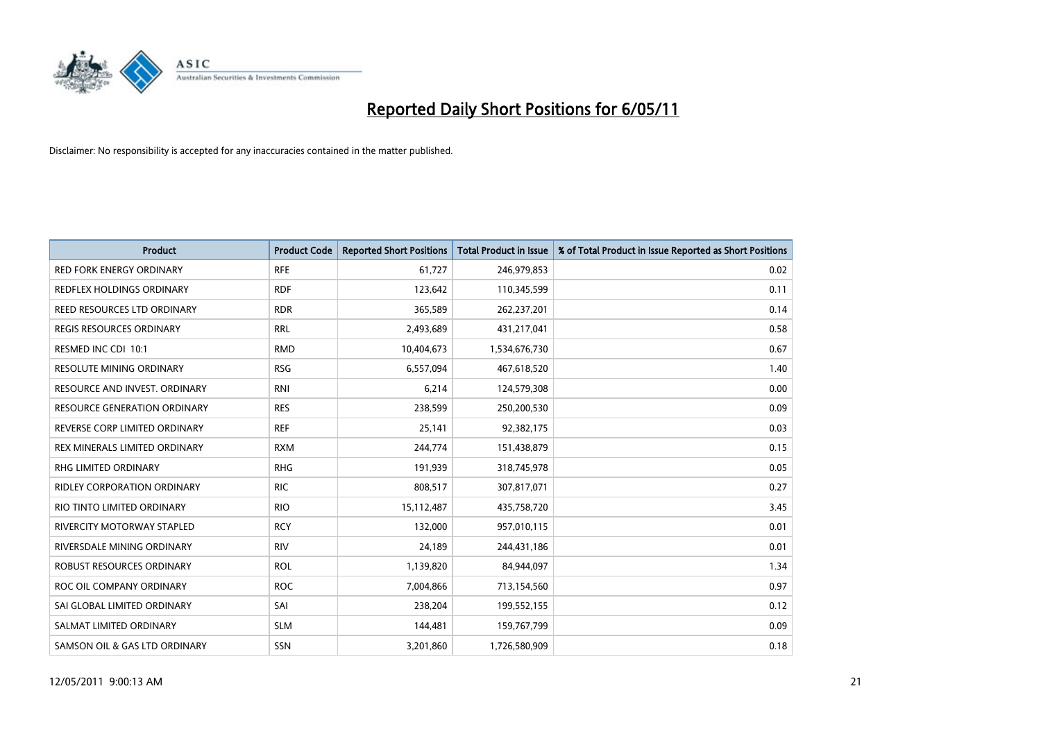# Reported Daily Short Positions for 6/05/11

Disclaimer: No responsibility is accepted for any inaccuracies contained in the matter published.

| Product | Product Code | Reported Short Positions | Total Product in Issue | % of Total Product in Issue Reported as Short Positions |
|---|---|---|---|---|
| RED FORK ENERGY ORDINARY | RFE | 61,727 | 246,979,853 | 0.02 |
| REDFLEX HOLDINGS ORDINARY | RDF | 123,642 | 110,345,599 | 0.11 |
| REED RESOURCES LTD ORDINARY | RDR | 365,589 | 262,237,201 | 0.14 |
| REGIS RESOURCES ORDINARY | RRL | 2,493,689 | 431,217,041 | 0.58 |
| RESMED INC CDI 10:1 | RMD | 10,404,673 | 1,534,676,730 | 0.67 |
| RESOLUTE MINING ORDINARY | RSG | 6,557,094 | 467,618,520 | 1.40 |
| RESOURCE AND INVEST. ORDINARY | RNI | 6,214 | 124,579,308 | 0.00 |
| RESOURCE GENERATION ORDINARY | RES | 238,599 | 250,200,530 | 0.09 |
| REVERSE CORP LIMITED ORDINARY | REF | 25,141 | 92,382,175 | 0.03 |
| REX MINERALS LIMITED ORDINARY | RXM | 244,774 | 151,438,879 | 0.15 |
| RHG LIMITED ORDINARY | RHG | 191,939 | 318,745,978 | 0.05 |
| RIDLEY CORPORATION ORDINARY | RIC | 808,517 | 307,817,071 | 0.27 |
| RIO TINTO LIMITED ORDINARY | RIO | 15,112,487 | 435,758,720 | 3.45 |
| RIVERCITY MOTORWAY STAPLED | RCY | 132,000 | 957,010,115 | 0.01 |
| RIVERSDALE MINING ORDINARY | RIV | 24,189 | 244,431,186 | 0.01 |
| ROBUST RESOURCES ORDINARY | ROL | 1,139,820 | 84,944,097 | 1.34 |
| ROC OIL COMPANY ORDINARY | ROC | 7,004,866 | 713,154,560 | 0.97 |
| SAI GLOBAL LIMITED ORDINARY | SAI | 238,204 | 199,552,155 | 0.12 |
| SALMAT LIMITED ORDINARY | SLM | 144,481 | 159,767,799 | 0.09 |
| SAMSON OIL & GAS LTD ORDINARY | SSN | 3,201,860 | 1,726,580,909 | 0.18 |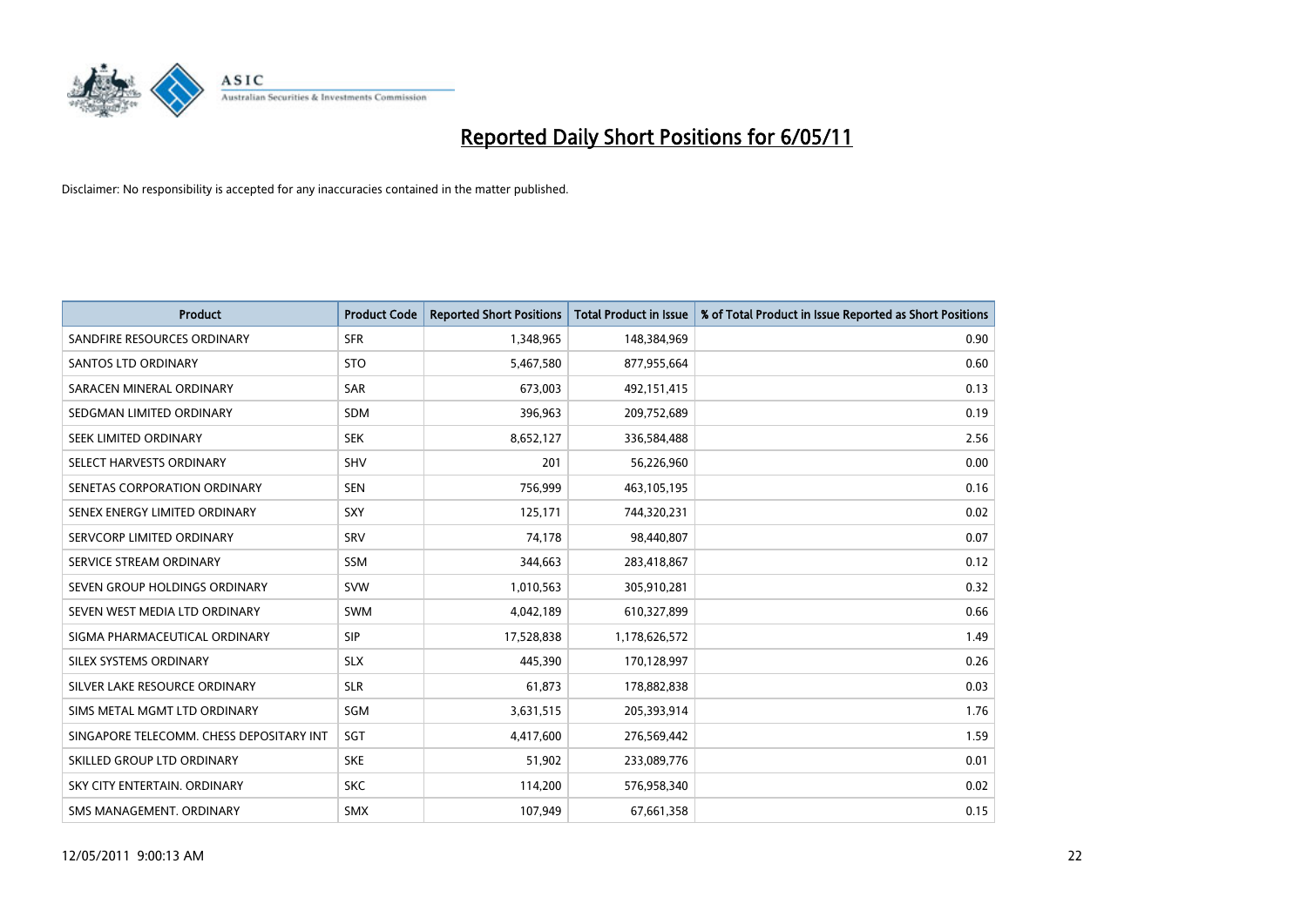# Reported Daily Short Positions for 6/05/11

Disclaimer: No responsibility is accepted for any inaccuracies contained in the matter published.

| Product | Product Code | Reported Short Positions | Total Product in Issue | % of Total Product in Issue Reported as Short Positions |
|---|---|---|---|---|
| SANDFIRE RESOURCES ORDINARY | SFR | 1,348,965 | 148,384,969 | 0.90 |
| SANTOS LTD ORDINARY | STO | 5,467,580 | 877,955,664 | 0.60 |
| SARACEN MINERAL ORDINARY | SAR | 673,003 | 492,151,415 | 0.13 |
| SEDGMAN LIMITED ORDINARY | SDM | 396,963 | 209,752,689 | 0.19 |
| SEEK LIMITED ORDINARY | SEK | 8,652,127 | 336,584,488 | 2.56 |
| SELECT HARVESTS ORDINARY | SHV | 201 | 56,226,960 | 0.00 |
| SENETAS CORPORATION ORDINARY | SEN | 756,999 | 463,105,195 | 0.16 |
| SENEX ENERGY LIMITED ORDINARY | SXY | 125,171 | 744,320,231 | 0.02 |
| SERVCORP LIMITED ORDINARY | SRV | 74,178 | 98,440,807 | 0.07 |
| SERVICE STREAM ORDINARY | SSM | 344,663 | 283,418,867 | 0.12 |
| SEVEN GROUP HOLDINGS ORDINARY | SVW | 1,010,563 | 305,910,281 | 0.32 |
| SEVEN WEST MEDIA LTD ORDINARY | SWM | 4,042,189 | 610,327,899 | 0.66 |
| SIGMA PHARMACEUTICAL ORDINARY | SIP | 17,528,838 | 1,178,626,572 | 1.49 |
| SILEX SYSTEMS ORDINARY | SLX | 445,390 | 170,128,997 | 0.26 |
| SILVER LAKE RESOURCE ORDINARY | SLR | 61,873 | 178,882,838 | 0.03 |
| SIMS METAL MGMT LTD ORDINARY | SGM | 3,631,515 | 205,393,914 | 1.76 |
| SINGAPORE TELECOMM. CHESS DEPOSITARY INT | SGT | 4,417,600 | 276,569,442 | 1.59 |
| SKILLED GROUP LTD ORDINARY | SKE | 51,902 | 233,089,776 | 0.01 |
| SKY CITY ENTERTAIN. ORDINARY | SKC | 114,200 | 576,958,340 | 0.02 |
| SMS MANAGEMENT. ORDINARY | SMX | 107,949 | 67,661,358 | 0.15 |

12/05/2011 9:00:13 AM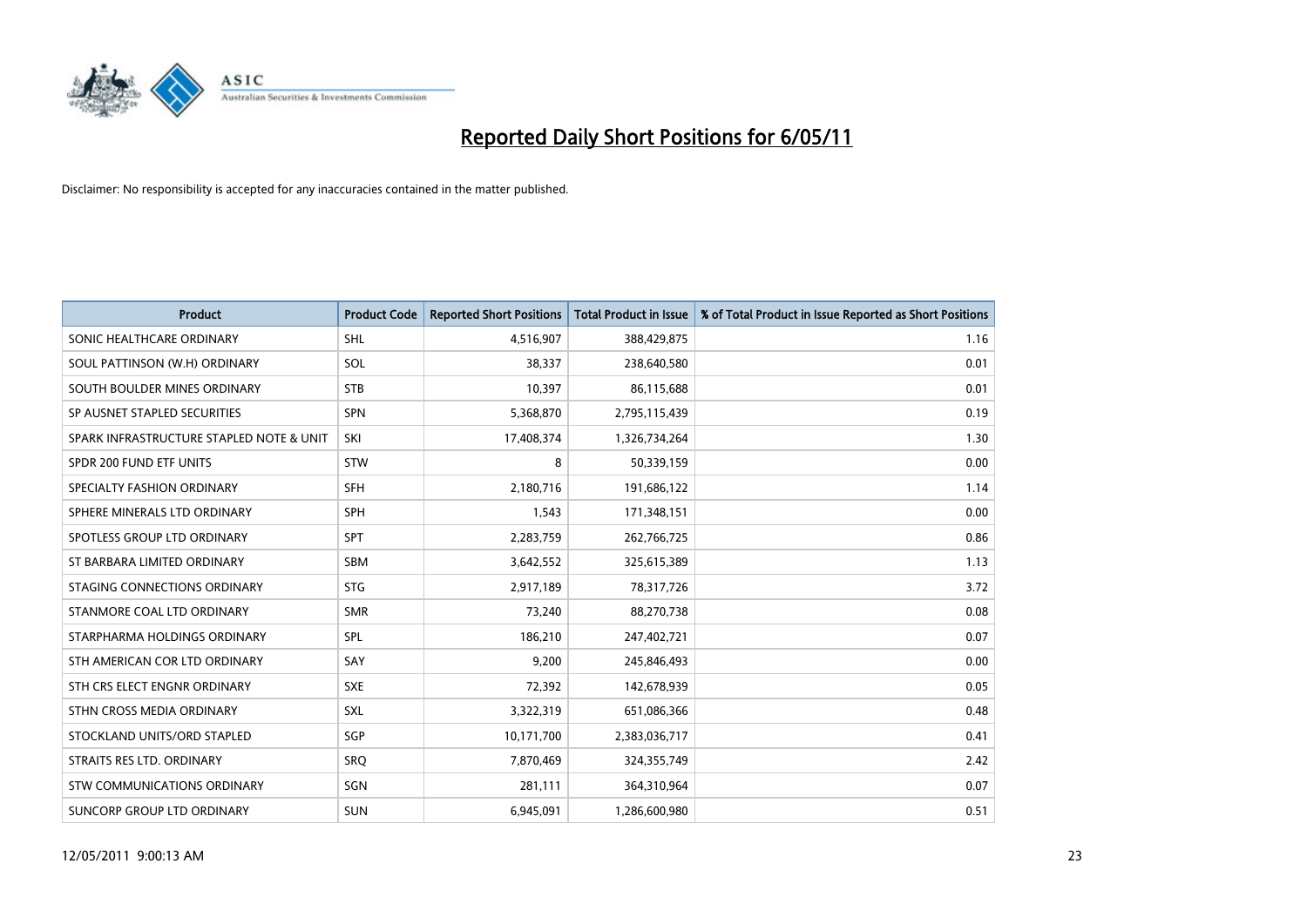# Reported Daily Short Positions for 6/05/11

Disclaimer: No responsibility is accepted for any inaccuracies contained in the matter published.

| Product | Product Code | Reported Short Positions | Total Product in Issue | % of Total Product in Issue Reported as Short Positions |
|---|---|---|---|---|
| SONIC HEALTHCARE ORDINARY | SHL | 4,516,907 | 388,429,875 | 1.16 |
| SOUL PATTINSON (W.H) ORDINARY | SOL | 38,337 | 238,640,580 | 0.01 |
| SOUTH BOULDER MINES ORDINARY | STB | 10,397 | 86,115,688 | 0.01 |
| SP AUSNET STAPLED SECURITIES | SPN | 5,368,870 | 2,795,115,439 | 0.19 |
| SPARK INFRASTRUCTURE STAPLED NOTE & UNIT | SKI | 17,408,374 | 1,326,734,264 | 1.30 |
| SPDR 200 FUND ETF UNITS | STW | 8 | 50,339,159 | 0.00 |
| SPECIALTY FASHION ORDINARY | SFH | 2,180,716 | 191,686,122 | 1.14 |
| SPHERE MINERALS LTD ORDINARY | SPH | 1,543 | 171,348,151 | 0.00 |
| SPOTLESS GROUP LTD ORDINARY | SPT | 2,283,759 | 262,766,725 | 0.86 |
| ST BARBARA LIMITED ORDINARY | SBM | 3,642,552 | 325,615,389 | 1.13 |
| STAGING CONNECTIONS ORDINARY | STG | 2,917,189 | 78,317,726 | 3.72 |
| STANMORE COAL LTD ORDINARY | SMR | 73,240 | 88,270,738 | 0.08 |
| STARPHARMA HOLDINGS ORDINARY | SPL | 186,210 | 247,402,721 | 0.07 |
| STH AMERICAN COR LTD ORDINARY | SAY | 9,200 | 245,846,493 | 0.00 |
| STH CRS ELECT ENGNR ORDINARY | SXE | 72,392 | 142,678,939 | 0.05 |
| STHN CROSS MEDIA ORDINARY | SXL | 3,322,319 | 651,086,366 | 0.48 |
| STOCKLAND UNITS/ORD STAPLED | SGP | 10,171,700 | 2,383,036,717 | 0.41 |
| STRAITS RES LTD. ORDINARY | SRQ | 7,870,469 | 324,355,749 | 2.42 |
| STW COMMUNICATIONS ORDINARY | SGN | 281,111 | 364,310,964 | 0.07 |
| SUNCORP GROUP LTD ORDINARY | SUN | 6,945,091 | 1,286,600,980 | 0.51 |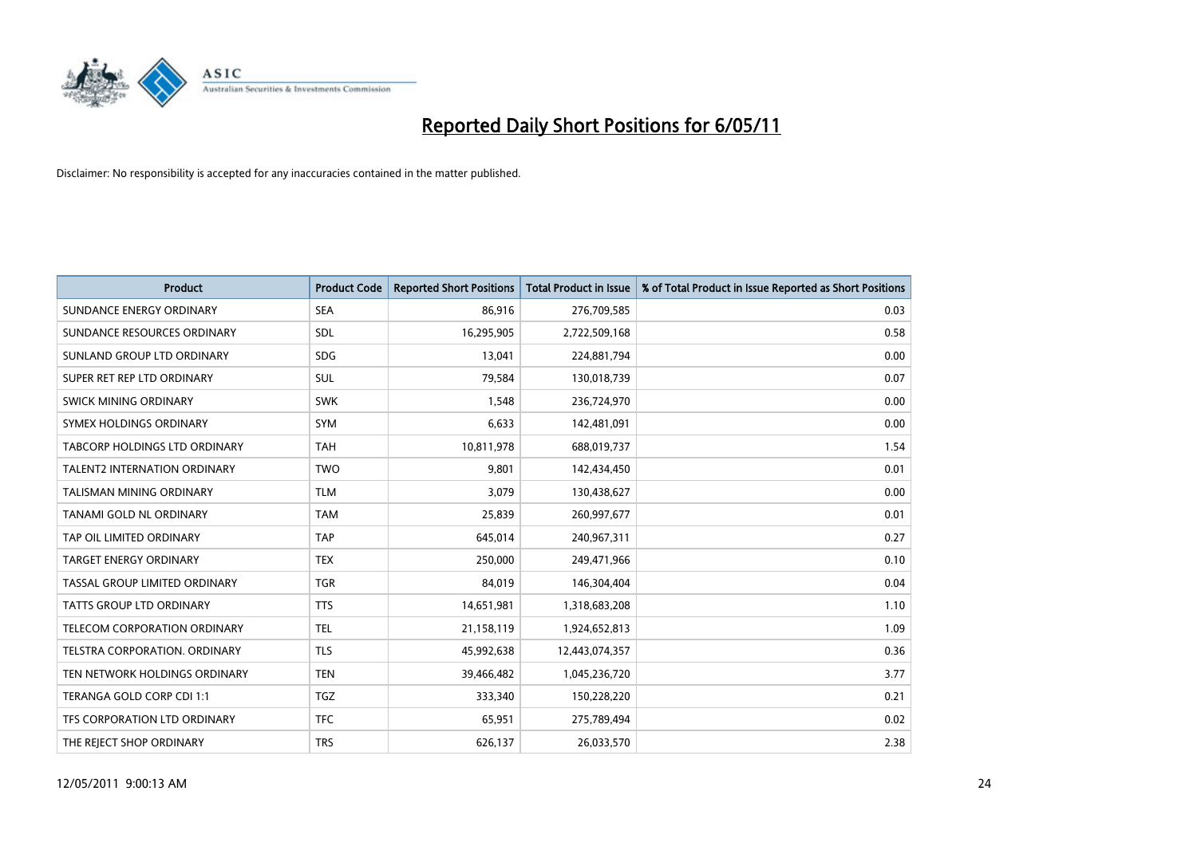# Reported Daily Short Positions for 6/05/11

Disclaimer: No responsibility is accepted for any inaccuracies contained in the matter published.

| Product | Product Code | Reported Short Positions | Total Product in Issue | % of Total Product in Issue Reported as Short Positions |
|---|---|---|---|---|
| SUNDANCE ENERGY ORDINARY | SEA | 86,916 | 276,709,585 | 0.03 |
| SUNDANCE RESOURCES ORDINARY | SDL | 16,295,905 | 2,722,509,168 | 0.58 |
| SUNLAND GROUP LTD ORDINARY | SDG | 13,041 | 224,881,794 | 0.00 |
| SUPER RET REP LTD ORDINARY | SUL | 79,584 | 130,018,739 | 0.07 |
| SWICK MINING ORDINARY | SWK | 1,548 | 236,724,970 | 0.00 |
| SYMEX HOLDINGS ORDINARY | SYM | 6,633 | 142,481,091 | 0.00 |
| TABCORP HOLDINGS LTD ORDINARY | TAH | 10,811,978 | 688,019,737 | 1.54 |
| TALENT2 INTERNATION ORDINARY | TWO | 9,801 | 142,434,450 | 0.01 |
| TALISMAN MINING ORDINARY | TLM | 3,079 | 130,438,627 | 0.00 |
| TANAMI GOLD NL ORDINARY | TAM | 25,839 | 260,997,677 | 0.01 |
| TAP OIL LIMITED ORDINARY | TAP | 645,014 | 240,967,311 | 0.27 |
| TARGET ENERGY ORDINARY | TEX | 250,000 | 249,471,966 | 0.10 |
| TASSAL GROUP LIMITED ORDINARY | TGR | 84,019 | 146,304,404 | 0.04 |
| TATTS GROUP LTD ORDINARY | TTS | 14,651,981 | 1,318,683,208 | 1.10 |
| TELECOM CORPORATION ORDINARY | TEL | 21,158,119 | 1,924,652,813 | 1.09 |
| TELSTRA CORPORATION. ORDINARY | TLS | 45,992,638 | 12,443,074,357 | 0.36 |
| TEN NETWORK HOLDINGS ORDINARY | TEN | 39,466,482 | 1,045,236,720 | 3.77 |
| TERANGA GOLD CORP CDI 1:1 | TGZ | 333,340 | 150,228,220 | 0.21 |
| TFS CORPORATION LTD ORDINARY | TFC | 65,951 | 275,789,494 | 0.02 |
| THE REJECT SHOP ORDINARY | TRS | 626,137 | 26,033,570 | 2.38 |

12/05/2011 9:00:13 AM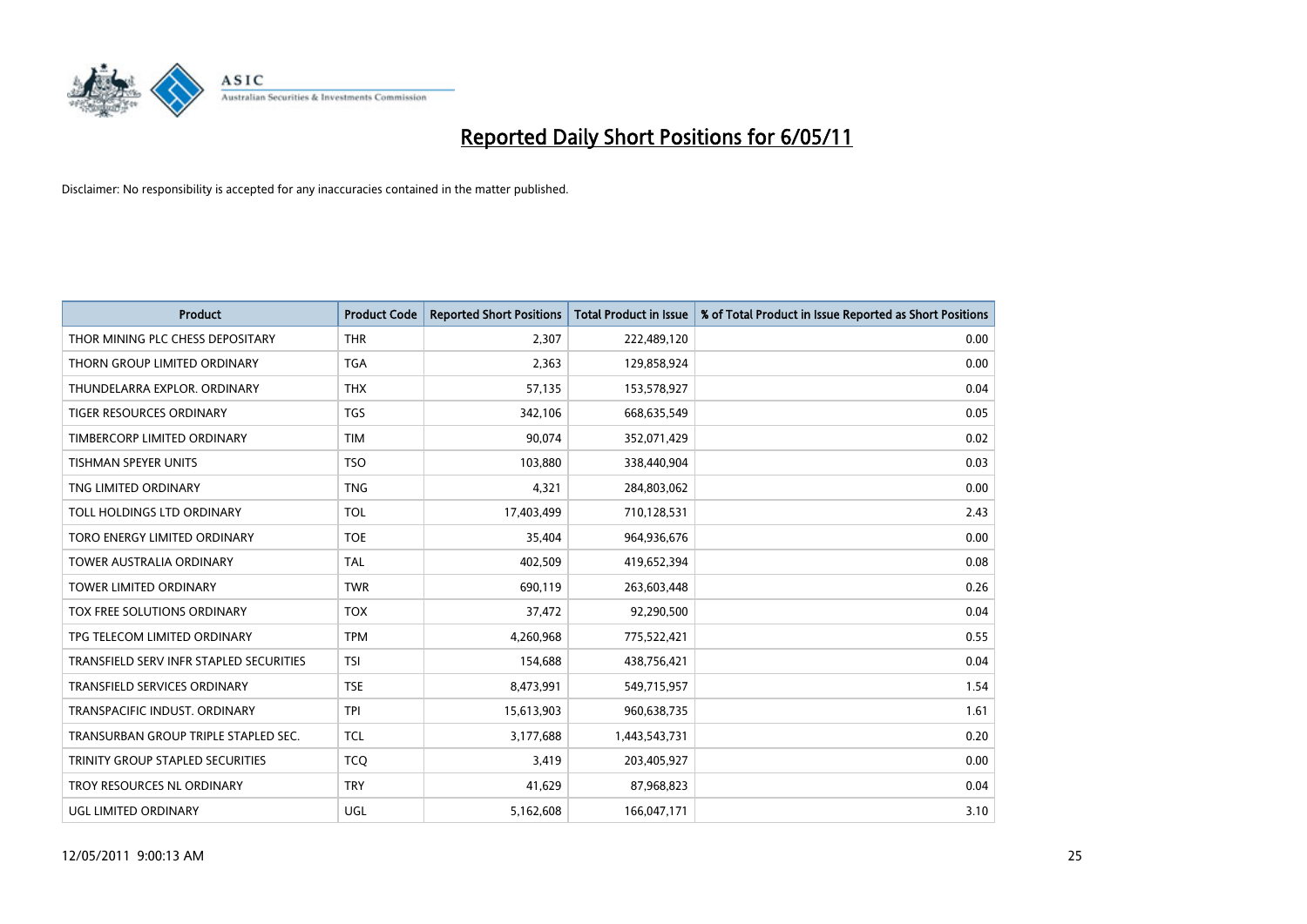# Reported Daily Short Positions for 6/05/11

Disclaimer: No responsibility is accepted for any inaccuracies contained in the matter published.

| Product | Product Code | Reported Short Positions | Total Product in Issue | % of Total Product in Issue Reported as Short Positions |
|---|---|---|---|---|
| THOR MINING PLC CHESS DEPOSITARY | THR | 2,307 | 222,489,120 | 0.00 |
| THORN GROUP LIMITED ORDINARY | TGA | 2,363 | 129,858,924 | 0.00 |
| THUNDELARRA EXPLOR. ORDINARY | THX | 57,135 | 153,578,927 | 0.04 |
| TIGER RESOURCES ORDINARY | TGS | 342,106 | 668,635,549 | 0.05 |
| TIMBERCORP LIMITED ORDINARY | TIM | 90,074 | 352,071,429 | 0.02 |
| TISHMAN SPEYER UNITS | TSO | 103,880 | 338,440,904 | 0.03 |
| TNG LIMITED ORDINARY | TNG | 4,321 | 284,803,062 | 0.00 |
| TOLL HOLDINGS LTD ORDINARY | TOL | 17,403,499 | 710,128,531 | 2.43 |
| TORO ENERGY LIMITED ORDINARY | TOE | 35,404 | 964,936,676 | 0.00 |
| TOWER AUSTRALIA ORDINARY | TAL | 402,509 | 419,652,394 | 0.08 |
| TOWER LIMITED ORDINARY | TWR | 690,119 | 263,603,448 | 0.26 |
| TOX FREE SOLUTIONS ORDINARY | TOX | 37,472 | 92,290,500 | 0.04 |
| TPG TELECOM LIMITED ORDINARY | TPM | 4,260,968 | 775,522,421 | 0.55 |
| TRANSFIELD SERV INFR STAPLED SECURITIES | TSI | 154,688 | 438,756,421 | 0.04 |
| TRANSFIELD SERVICES ORDINARY | TSE | 8,473,991 | 549,715,957 | 1.54 |
| TRANSPACIFIC INDUST. ORDINARY | TPI | 15,613,903 | 960,638,735 | 1.61 |
| TRANSURBAN GROUP TRIPLE STAPLED SEC. | TCL | 3,177,688 | 1,443,543,731 | 0.20 |
| TRINITY GROUP STAPLED SECURITIES | TCQ | 3,419 | 203,405,927 | 0.00 |
| TROY RESOURCES NL ORDINARY | TRY | 41,629 | 87,968,823 | 0.04 |
| UGL LIMITED ORDINARY | UGL | 5,162,608 | 166,047,171 | 3.10 |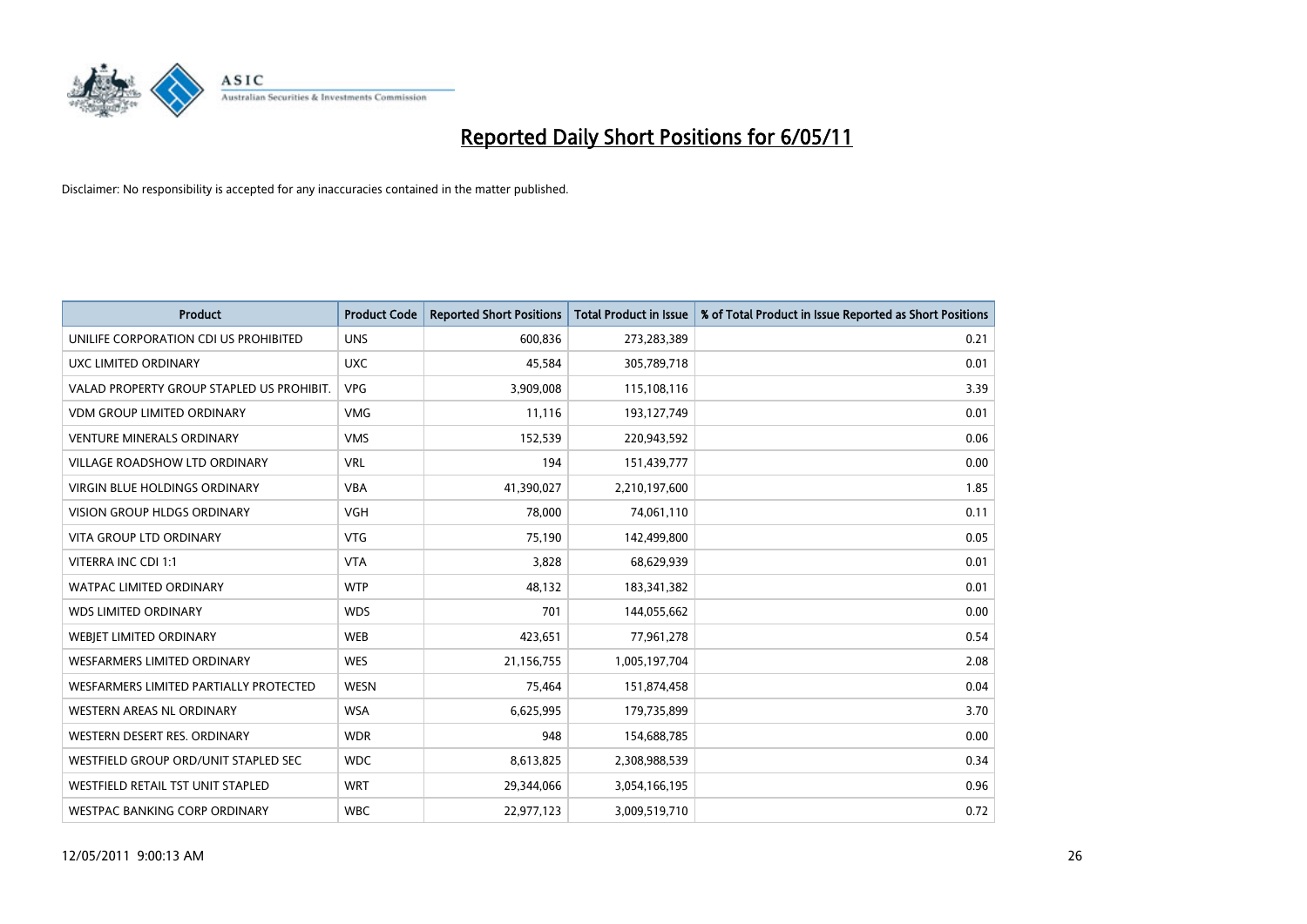# Reported Daily Short Positions for 6/05/11

Disclaimer: No responsibility is accepted for any inaccuracies contained in the matter published.

| Product | Product Code | Reported Short Positions | Total Product in Issue | % of Total Product in Issue Reported as Short Positions |
|---|---|---|---|---|
| UNILIFE CORPORATION CDI US PROHIBITED | UNS | 600,836 | 273,283,389 | 0.21 |
| UXC LIMITED ORDINARY | UXC | 45,584 | 305,789,718 | 0.01 |
| VALAD PROPERTY GROUP STAPLED US PROHIBIT. | VPG | 3,909,008 | 115,108,116 | 3.39 |
| VDM GROUP LIMITED ORDINARY | VMG | 11,116 | 193,127,749 | 0.01 |
| VENTURE MINERALS ORDINARY | VMS | 152,539 | 220,943,592 | 0.06 |
| VILLAGE ROADSHOW LTD ORDINARY | VRL | 194 | 151,439,777 | 0.00 |
| VIRGIN BLUE HOLDINGS ORDINARY | VBA | 41,390,027 | 2,210,197,600 | 1.85 |
| VISION GROUP HLDGS ORDINARY | VGH | 78,000 | 74,061,110 | 0.11 |
| VITA GROUP LTD ORDINARY | VTG | 75,190 | 142,499,800 | 0.05 |
| VITERRA INC CDI 1:1 | VTA | 3,828 | 68,629,939 | 0.01 |
| WATPAC LIMITED ORDINARY | WTP | 48,132 | 183,341,382 | 0.01 |
| WDS LIMITED ORDINARY | WDS | 701 | 144,055,662 | 0.00 |
| WEBJET LIMITED ORDINARY | WEB | 423,651 | 77,961,278 | 0.54 |
| WESFARMERS LIMITED ORDINARY | WES | 21,156,755 | 1,005,197,704 | 2.08 |
| WESFARMERS LIMITED PARTIALLY PROTECTED | WESN | 75,464 | 151,874,458 | 0.04 |
| WESTERN AREAS NL ORDINARY | WSA | 6,625,995 | 179,735,899 | 3.70 |
| WESTERN DESERT RES. ORDINARY | WDR | 948 | 154,688,785 | 0.00 |
| WESTFIELD GROUP ORD/UNIT STAPLED SEC | WDC | 8,613,825 | 2,308,988,539 | 0.34 |
| WESTFIELD RETAIL TST UNIT STAPLED | WRT | 29,344,066 | 3,054,166,195 | 0.96 |
| WESTPAC BANKING CORP ORDINARY | WBC | 22,977,123 | 3,009,519,710 | 0.72 |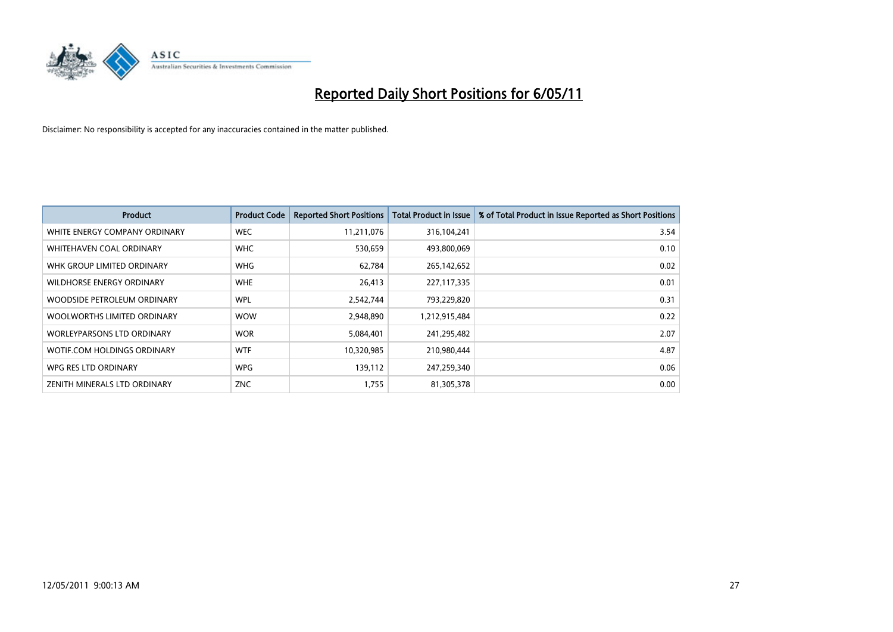# Reported Daily Short Positions for 6/05/11

Disclaimer: No responsibility is accepted for any inaccuracies contained in the matter published.

| Product | Product Code | Reported Short Positions | Total Product in Issue | % of Total Product in Issue Reported as Short Positions |
|---|---|---|---|---|
| WHITE ENERGY COMPANY ORDINARY | WEC | 11,211,076 | 316,104,241 | 3.54 |
| WHITEHAVEN COAL ORDINARY | WHC | 530,659 | 493,800,069 | 0.10 |
| WHK GROUP LIMITED ORDINARY | WHG | 62,784 | 265,142,652 | 0.02 |
| WILDHORSE ENERGY ORDINARY | WHE | 26,413 | 227,117,335 | 0.01 |
| WOODSIDE PETROLEUM ORDINARY | WPL | 2,542,744 | 793,229,820 | 0.31 |
| WOOLWORTHS LIMITED ORDINARY | WOW | 2,948,890 | 1,212,915,484 | 0.22 |
| WORLEYPARSONS LTD ORDINARY | WOR | 5,084,401 | 241,295,482 | 2.07 |
| WOTIF.COM HOLDINGS ORDINARY | WTF | 10,320,985 | 210,980,444 | 4.87 |
| WPG RES LTD ORDINARY | WPG | 139,112 | 247,259,340 | 0.06 |
| ZENITH MINERALS LTD ORDINARY | ZNC | 1,755 | 81,305,378 | 0.00 |

12/05/2011 9:00:13 AM